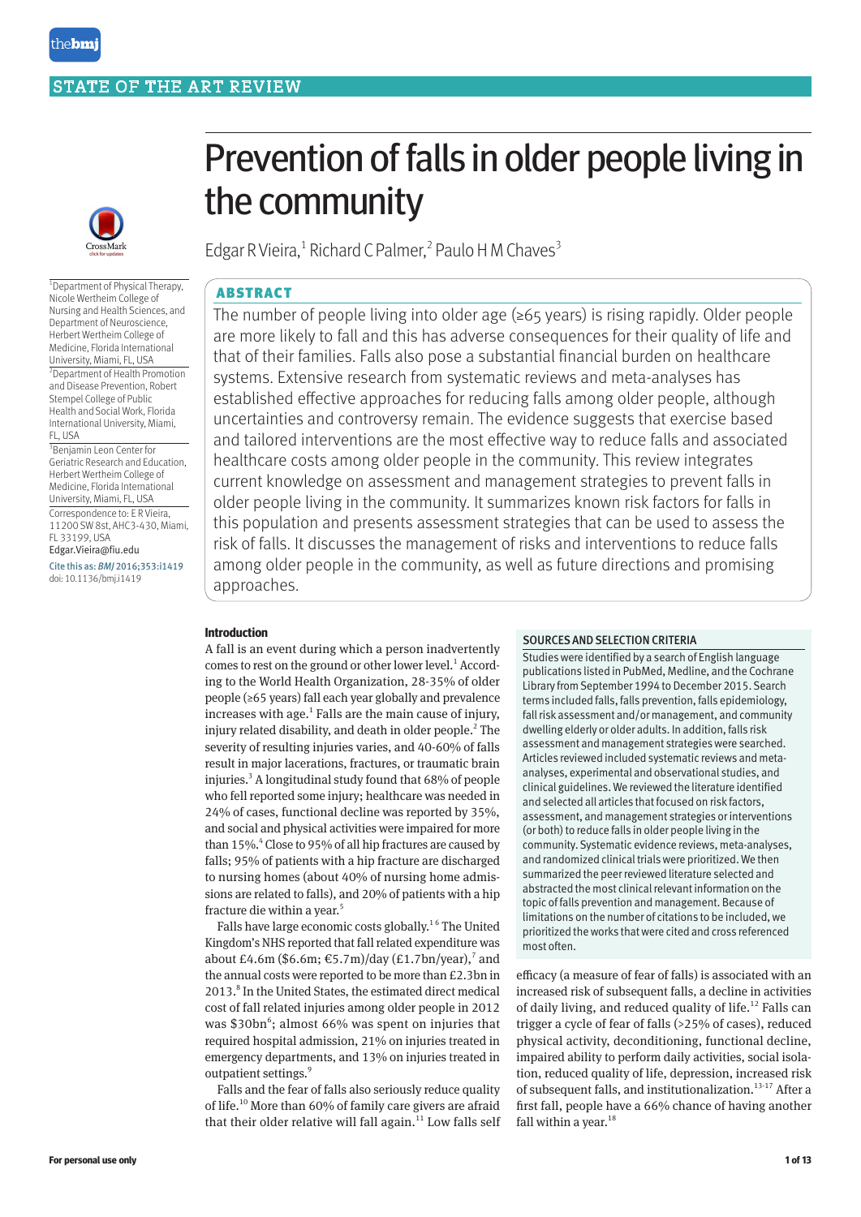STATE OF THE ART REVIEW

# Prevention of falls in older people living in the community

Edgar R Vieira,[1] Richard C Palmer,[2] Paulo H M Chaves[3]

[1]Department of Physical Therapy, Nicole Wertheim College of Nursing and Health Sciences, and Department of Neuroscience, Herbert Wertheim College of Medicine, Florida International University, Miami, FL, USA

[2]Department of Health Promotion and Disease Prevention, Robert Stempel College of Public Health and Social Work, Florida International University, Miami, FL, USA

[3]Benjamin Leon Center for Geriatric Research and Education, Herbert Wertheim College of Medicine, Florida International University, Miami, FL, USA

Correspondence to: E R Vieira, 11200 SW 8st, AHC3-430, Miami, FL 33199, USA Edgar.Vieira@fiu.edu

Cite this as: *BMJ* 2016;353:i1419

doi: 10.1136/bmj.i1419

## ABSTRACT

The number of people living into older age (≥65 years) is rising rapidly. Older people are more likely to fall and this has adverse consequences for their quality of life and that of their families. Falls also pose a substantial financial burden on healthcare systems. Extensive research from systematic reviews and meta-analyses has established effective approaches for reducing falls among older people, although uncertainties and controversy remain. The evidence suggests that exercise based and tailored interventions are the most effective way to reduce falls and associated healthcare costs among older people in the community. This review integrates current knowledge on assessment and management strategies to prevent falls in older people living in the community. It summarizes known risk factors for falls in this population and presents assessment strategies that can be used to assess the risk of falls. It discusses the management of risks and interventions to reduce falls among older people in the community, as well as future directions and promising approaches.

### Introduction

A fall is an event during which a person inadvertently comes to rest on the ground or other lower level.[1] According to the World Health Organization, 28-35% of older people (≥65 years) fall each year globally and prevalence increases with age.[1] Falls are the main cause of injury, injury related disability, and death in older people.[2] The severity of resulting injuries varies, and 40-60% of falls result in major lacerations, fractures, or traumatic brain injuries.[3] A longitudinal study found that 68% of people who fell reported some injury; healthcare was needed in 24% of cases, functional decline was reported by 35%, and social and physical activities were impaired for more than 15%.[4] Close to 95% of all hip fractures are caused by falls; 95% of patients with a hip fracture are discharged to nursing homes (about 40% of nursing home admissions are related to falls), and 20% of patients with a hip fracture die within a year.[5]

Falls have large economic costs globally.[1,6] The United Kingdom's NHS reported that fall related expenditure was about £4.6m ($6.6m; €5.7m)/day (£1.7bn/year),[7] and the annual costs were reported to be more than £2.3bn in 2013.[8] In the United States, the estimated direct medical cost of fall related injuries among older people in 2012 was $30bn[6]; almost 66% was spent on injuries that required hospital admission, 21% on injuries treated in emergency departments, and 13% on injuries treated in outpatient settings.[9]

Falls and the fear of falls also seriously reduce quality of life.[10] More than 60% of family care givers are afraid that their older relative will fall again.[11] Low falls self efficacy (a measure of fear of falls) is associated with an increased risk of subsequent falls, a decline in activities of daily living, and reduced quality of life.[12] Falls can trigger a cycle of fear of falls (>25% of cases), reduced physical activity, deconditioning, functional decline, impaired ability to perform daily activities, social isolation, reduced quality of life, depression, increased risk of subsequent falls, and institutionalization.[13-17] After a first fall, people have a 66% chance of having another fall within a year.[18]

### SOURCES AND SELECTION CRITERIA

Studies were identified by a search of English language publications listed in PubMed, Medline, and the Cochrane Library from September 1994 to December 2015. Search terms included falls, falls prevention, falls epidemiology, fall risk assessment and/or management, and community dwelling elderly or older adults. In addition, falls risk assessment and management strategies were searched. Articles reviewed included systematic reviews and meta-analyses, experimental and observational studies, and clinical guidelines. We reviewed the literature identified and selected all articles that focused on risk factors, assessment, and management strategies or interventions (or both) to reduce falls in older people living in the community. Systematic evidence reviews, meta-analyses, and randomized clinical trials were prioritized. We then summarized the peer reviewed literature selected and abstracted the most clinical relevant information on the topic of falls prevention and management. Because of limitations on the number of citations to be included, we prioritized the works that were cited and cross referenced most often.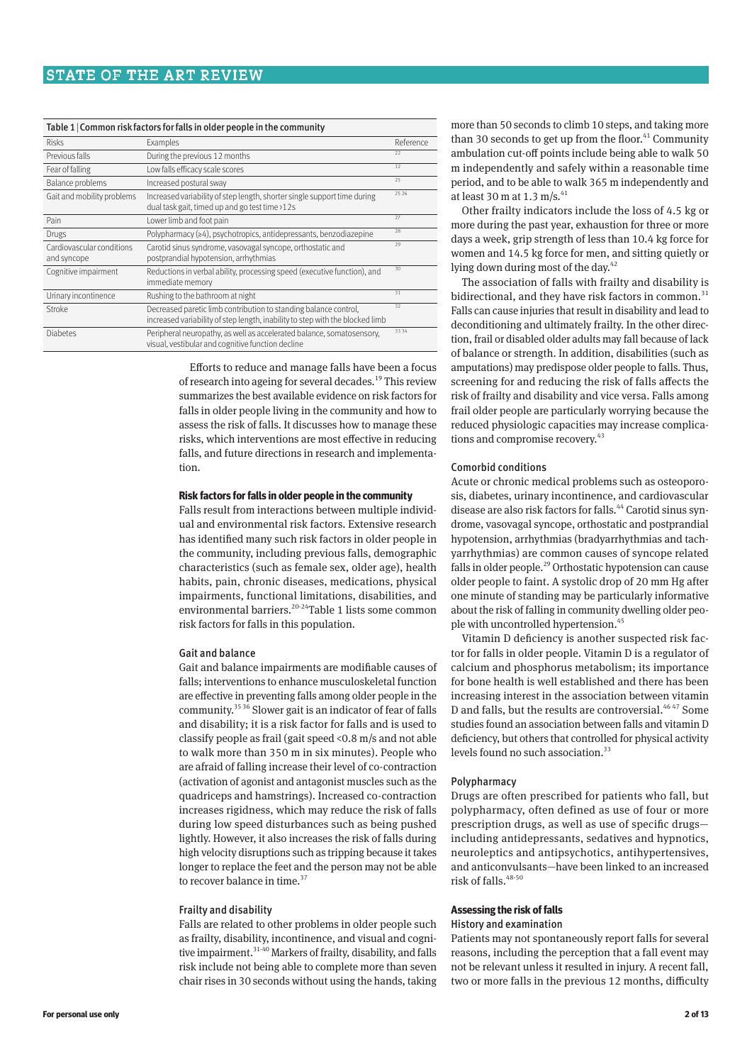Table 1 | Common risk factors for falls in older people in the community

| Risks | Examples | Reference |
|---|---|---|
| Previous falls | During the previous 12 months | 22 |
| Fear of falling | Low falls efficacy scale scores | 12 |
| Balance problems | Increased postural sway | 25 |
| Gait and mobility problems | Increased variability of step length, shorter single support time during dual task gait, timed up and go test time >12 s | 25 26 |
| Pain | Lower limb and foot pain | 27 |
| Drugs | Polypharmacy (≥4), psychotropics, antidepressants, benzodiazepine | 28 |
| Cardiovascular conditions and syncope | Carotid sinus syndrome, vasovagal syncope, orthostatic and postprandial hypotension, arrhythmias | 29 |
| Cognitive impairment | Reductions in verbal ability, processing speed (executive function), and immediate memory | 30 |
| Urinary incontinence | Rushing to the bathroom at night | 31 |
| Stroke | Decreased paretic limb contribution to standing balance control, increased variability of step length, inability to step with the blocked limb | 32 |
| Diabetes | Peripheral neuropathy, as well as accelerated balance, somatosensory, visual, vestibular and cognitive function decline | 33 34 |

Efforts to reduce and manage falls have been a focus of research into ageing for several decades.[19] This review summarizes the best available evidence on risk factors for falls in older people living in the community and how to assess the risk of falls. It discusses how to manage these risks, which interventions are most effective in reducing falls, and future directions in research and implementation.

## Risk factors for falls in older people in the community

Falls result from interactions between multiple individual and environmental risk factors. Extensive research has identified many such risk factors in older people in the community, including previous falls, demographic characteristics (such as female sex, older age), health habits, pain, chronic diseases, medications, physical impairments, functional limitations, disabilities, and environmental barriers.[20-24] Table 1 lists some common risk factors for falls in this population.

### Gait and balance

Gait and balance impairments are modifiable causes of falls; interventions to enhance musculoskeletal function are effective in preventing falls among older people in the community.[35 36] Slower gait is an indicator of fear of falls and disability; it is a risk factor for falls and is used to classify people as frail (gait speed <0.8 m/s and not able to walk more than 350 m in six minutes). People who are afraid of falling increase their level of co-contraction (activation of agonist and antagonist muscles such as the quadriceps and hamstrings). Increased co-contraction increases rigidness, which may reduce the risk of falls during low speed disturbances such as being pushed lightly. However, it also increases the risk of falls during high velocity disruptions such as tripping because it takes longer to replace the feet and the person may not be able to recover balance in time.[37]

### Frailty and disability

Falls are related to other problems in older people such as frailty, disability, incontinence, and visual and cognitive impairment.[31-40] Markers of frailty, disability, and falls risk include not being able to complete more than seven chair rises in 30 seconds without using the hands, taking more than 50 seconds to climb 10 steps, and taking more than 30 seconds to get up from the floor.[41] Community ambulation cut-off points include being able to walk 50 m independently and safely within a reasonable time period, and to be able to walk 365 m independently and at least 30 m at 1.3 m/s.[41]

Other frailty indicators include the loss of 4.5 kg or more during the past year, exhaustion for three or more days a week, grip strength of less than 10.4 kg force for women and 14.5 kg force for men, and sitting quietly or lying down during most of the day.[42]

The association of falls with frailty and disability is bidirectional, and they have risk factors in common.[31] Falls can cause injuries that result in disability and lead to deconditioning and ultimately frailty. In the other direction, frail or disabled older adults may fall because of lack of balance or strength. In addition, disabilities (such as amputations) may predispose older people to falls. Thus, screening for and reducing the risk of falls affects the risk of frailty and disability and vice versa. Falls among frail older people are particularly worrying because the reduced physiologic capacities may increase complications and compromise recovery.[43]

### Comorbid conditions

Acute or chronic medical problems such as osteoporosis, diabetes, urinary incontinence, and cardiovascular disease are also risk factors for falls.[44] Carotid sinus syndrome, vasovagal syncope, orthostatic and postprandial hypotension, arrhythmias (bradyarrhythmias and tachyarrhythmias) are common causes of syncope related falls in older people.[29] Orthostatic hypotension can cause older people to faint. A systolic drop of 20 mm Hg after one minute of standing may be particularly informative about the risk of falling in community dwelling older people with uncontrolled hypertension.[45]

Vitamin D deficiency is another suspected risk factor for falls in older people. Vitamin D is a regulator of calcium and phosphorus metabolism; its importance for bone health is well established and there has been increasing interest in the association between vitamin D and falls, but the results are controversial.[46 47] Some studies found an association between falls and vitamin D deficiency, but others that controlled for physical activity levels found no such association.[33]

### Polypharmacy

Drugs are often prescribed for patients who fall, but polypharmacy, often defined as use of four or more prescription drugs, as well as use of specific drugs—including antidepressants, sedatives and hypnotics, neuroleptics and antipsychotics, antihypertensives, and anticonvulsants—have been linked to an increased risk of falls.[48-50]

## Assessing the risk of falls

### History and examination

Patients may not spontaneously report falls for several reasons, including the perception that a fall event may not be relevant unless it resulted in injury. A recent fall, two or more falls in the previous 12 months, difficulty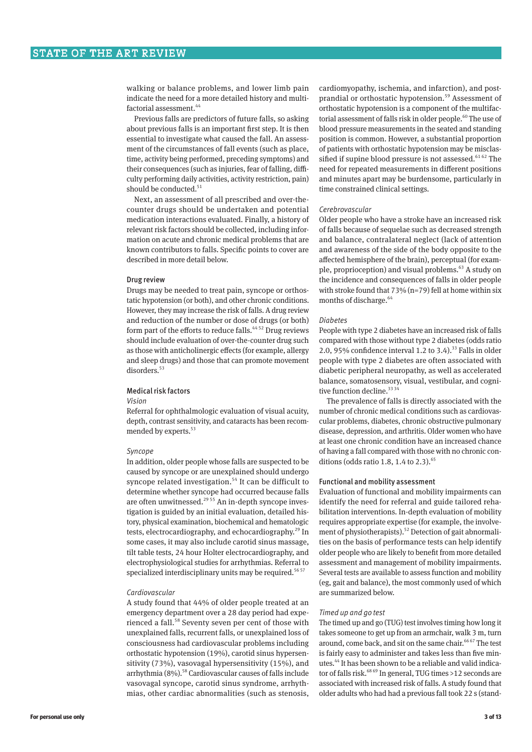walking or balance problems, and lower limb pain indicate the need for a more detailed history and multifactorial assessment.[44]

Previous falls are predictors of future falls, so asking about previous falls is an important first step. It is then essential to investigate what caused the fall. An assessment of the circumstances of fall events (such as place, time, activity being performed, preceding symptoms) and their consequences (such as injuries, fear of falling, difficulty performing daily activities, activity restriction, pain) should be conducted.[51]

Next, an assessment of all prescribed and over-the-counter drugs should be undertaken and potential medication interactions evaluated. Finally, a history of relevant risk factors should be collected, including information on acute and chronic medical problems that are known contributors to falls. Specific points to cover are described in more detail below.

### Drug review

Drugs may be needed to treat pain, syncope or orthostatic hypotension (or both), and other chronic conditions. However, they may increase the risk of falls. A drug review and reduction of the number or dose of drugs (or both) form part of the efforts to reduce falls.[44,52] Drug reviews should include evaluation of over-the-counter drug such as those with anticholinergic effects (for example, allergy and sleep drugs) and those that can promote movement disorders.[53]

### Medical risk factors

#### *Vision*

Referral for ophthalmologic evaluation of visual acuity, depth, contrast sensitivity, and cataracts has been recommended by experts.[53]

#### *Syncope*

In addition, older people whose falls are suspected to be caused by syncope or are unexplained should undergo syncope related investigation.[54] It can be difficult to determine whether syncope had occurred because falls are often unwitnessed.[29,55] An in-depth syncope investigation is guided by an initial evaluation, detailed history, physical examination, biochemical and hematologic tests, electrocardiography, and echocardiography.[29] In some cases, it may also include carotid sinus massage, tilt table tests, 24 hour Holter electrocardiography, and electrophysiological studies for arrhythmias. Referral to specialized interdisciplinary units may be required.[56,57]

#### *Cardiovascular*

A study found that 44% of older people treated at an emergency department over a 28 day period had experienced a fall.[58] Seventy seven per cent of those with unexplained falls, recurrent falls, or unexplained loss of consciousness had cardiovascular problems including orthostatic hypotension (19%), carotid sinus hypersensitivity (73%), vasovagal hypersensitivity (15%), and arrhythmia (8%).[58] Cardiovascular causes of falls include vasovagal syncope, carotid sinus syndrome, arrhythmias, other cardiac abnormalities (such as stenosis, cardiomyopathy, ischemia, and infarction), and postprandial or orthostatic hypotension.[59] Assessment of orthostatic hypotension is a component of the multifactorial assessment of falls risk in older people.[60] The use of blood pressure measurements in the seated and standing position is common. However, a substantial proportion of patients with orthostatic hypotension may be misclassified if supine blood pressure is not assessed.[61,62] The need for repeated measurements in different positions and minutes apart may be burdensome, particularly in time constrained clinical settings.

#### *Cerebrovascular*

Older people who have a stroke have an increased risk of falls because of sequelae such as decreased strength and balance, contralateral neglect (lack of attention and awareness of the side of the body opposite to the affected hemisphere of the brain), perceptual (for example, proprioception) and visual problems.[63] A study on the incidence and consequences of falls in older people with stroke found that 73% (n=79) fell at home within six months of discharge.[64]

#### *Diabetes*

People with type 2 diabetes have an increased risk of falls compared with those without type 2 diabetes (odds ratio 2.0, 95% confidence interval 1.2 to 3.4).[33] Falls in older people with type 2 diabetes are often associated with diabetic peripheral neuropathy, as well as accelerated balance, somatosensory, visual, vestibular, and cognitive function decline.[33,34]

The prevalence of falls is directly associated with the number of chronic medical conditions such as cardiovascular problems, diabetes, chronic obstructive pulmonary disease, depression, and arthritis. Older women who have at least one chronic condition have an increased chance of having a fall compared with those with no chronic conditions (odds ratio 1.8, 1.4 to 2.3).[65]

### Functional and mobility assessment

Evaluation of functional and mobility impairments can identify the need for referral and guide tailored rehabilitation interventions. In-depth evaluation of mobility requires appropriate expertise (for example, the involvement of physiotherapists).[52] Detection of gait abnormalities on the basis of performance tests can help identify older people who are likely to benefit from more detailed assessment and management of mobility impairments. Several tests are available to assess function and mobility (eg, gait and balance), the most commonly used of which are summarized below.

#### *Timed up and go test*

The timed up and go (TUG) test involves timing how long it takes someone to get up from an armchair, walk 3 m, turn around, come back, and sit on the same chair.[66,67] The test is fairly easy to administer and takes less than five minutes.[44] It has been shown to be a reliable and valid indicator of falls risk.[68,69] In general, TUG times >12 seconds are associated with increased risk of falls. A study found that older adults who had had a previous fall took 22 s (stand-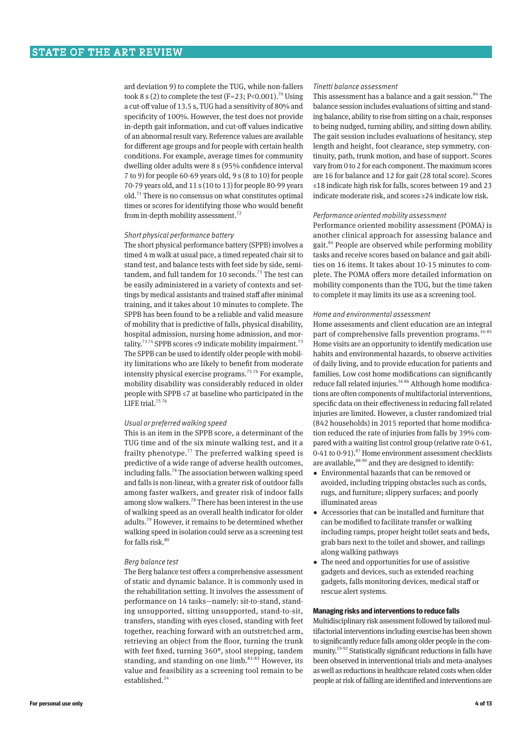ard deviation 9) to complete the TUG, while non-fallers took 8 s (2) to complete the test (F=23; P<0.001).[70] Using a cut-off value of 13.5 s, TUG had a sensitivity of 80% and specificity of 100%. However, the test does not provide in-depth gait information, and cut-off values indicative of an abnormal result vary. Reference values are available for different age groups and for people with certain health conditions. For example, average times for community dwelling older adults were 8 s (95% confidence interval 7 to 9) for people 60-69 years old, 9 s (8 to 10) for people 70-79 years old, and 11 s (10 to 13) for people 80-99 years old.[71] There is no consensus on what constitutes optimal times or scores for identifying those who would benefit from in-depth mobility assessment.[72]

### *Short physical performance battery*

The short physical performance battery (SPPB) involves a timed 4 m walk at usual pace, a timed repeated chair sit to stand test, and balance tests with feet side by side, semi-tandem, and full tandem for 10 seconds.[73] The test can be easily administered in a variety of contexts and settings by medical assistants and trained staff after minimal training, and it takes about 10 minutes to complete. The SPPB has been found to be a reliable and valid measure of mobility that is predictive of falls, physical disability, hospital admission, nursing home admission, and mortality.[73,74] SPPB scores ≤9 indicate mobility impairment.[73] The SPPB can be used to identify older people with mobility limitations who are likely to benefit from moderate intensity physical exercise programs.[75,76] For example, mobility disability was considerably reduced in older people with SPPB ≤7 at baseline who participated in the LIFE trial.[75,76]

### *Usual or preferred walking speed*

This is an item in the SPPB score, a determinant of the TUG time and of the six minute walking test, and it a frailty phenotype.[77] The preferred walking speed is predictive of a wide range of adverse health outcomes, including falls.[78] The association between walking speed and falls is non-linear, with a greater risk of outdoor falls among faster walkers, and greater risk of indoor falls among slow walkers.[78] There has been interest in the use of walking speed as an overall health indicator for older adults.[79] However, it remains to be determined whether walking speed in isolation could serve as a screening test for falls risk.[80]

### *Berg balance test*

The Berg balance test offers a comprehensive assessment of static and dynamic balance. It is commonly used in the rehabilitation setting. It involves the assessment of performance on 14 tasks—namely: sit-to-stand, standing unsupported, sitting unsupported, stand-to-sit, transfers, standing with eyes closed, standing with feet together, reaching forward with an outstretched arm, retrieving an object from the floor, turning the trunk with feet fixed, turning 360°, stool stepping, tandem standing, and standing on one limb.[81-83] However, its value and feasibility as a screening tool remain to be established.[24]

### *Tinetti balance assessment*

This assessment has a balance and a gait session.[84] The balance session includes evaluations of sitting and standing balance, ability to rise from sitting on a chair, responses to being nudged, turning ability, and sitting down ability. The gait session includes evaluations of hesitancy, step length and height, foot clearance, step symmetry, continuity, path, trunk motion, and base of support. Scores vary from 0 to 2 for each component. The maximum scores are 16 for balance and 12 for gait (28 total score). Scores ≤18 indicate high risk for falls, scores between 19 and 23 indicate moderate risk, and scores ≥24 indicate low risk.

### *Performance oriented mobility assessment*

Performance oriented mobility assessment (POMA) is another clinical approach for assessing balance and gait.[84] People are observed while performing mobility tasks and receive scores based on balance and gait abilities on 16 items. It takes about 10-15 minutes to complete. The POMA offers more detailed information on mobility components than the TUG, but the time taken to complete it may limits its use as a screening tool.

### *Home and environmental assessment*

Home assessments and client education are an integral part of comprehensive falls prevention programs.[36-85] Home visits are an opportunity to identify medication use habits and environmental hazards, to observe activities of daily living, and to provide education for patients and families. Low cost home modifications can significantly reduce fall related injuries.[36,86] Although home modifications are often components of multifactorial interventions, specific data on their effectiveness in reducing fall related injuries are limited. However, a cluster randomized trial (842 households) in 2015 reported that home modification reduced the rate of injuries from falls by 39% compared with a waiting list control group (relative rate 0·61, 0·41 to 0·91).[87] Home environment assessment checklists are available,[88-90] and they are designed to identify:

- Environmental hazards that can be removed or avoided, including tripping obstacles such as cords, rugs, and furniture; slippery surfaces; and poorly illuminated areas
- Accessories that can be installed and furniture that can be modified to facilitate transfer or walking including ramps, proper height toilet seats and beds, grab bars next to the toilet and shower, and railings along walking pathways
- The need and opportunities for use of assistive gadgets and devices, such as extended reaching gadgets, falls monitoring devices, medical staff or rescue alert systems.

## Managing risks and interventions to reduce falls

Multidisciplinary risk assessment followed by tailored multifactorial interventions including exercise has been shown to significantly reduce falls among older people in the community.[19-92] Statistically significant reductions in falls have been observed in interventional trials and meta-analyses as well as reductions in healthcare related costs when older people at risk of falling are identified and interventions are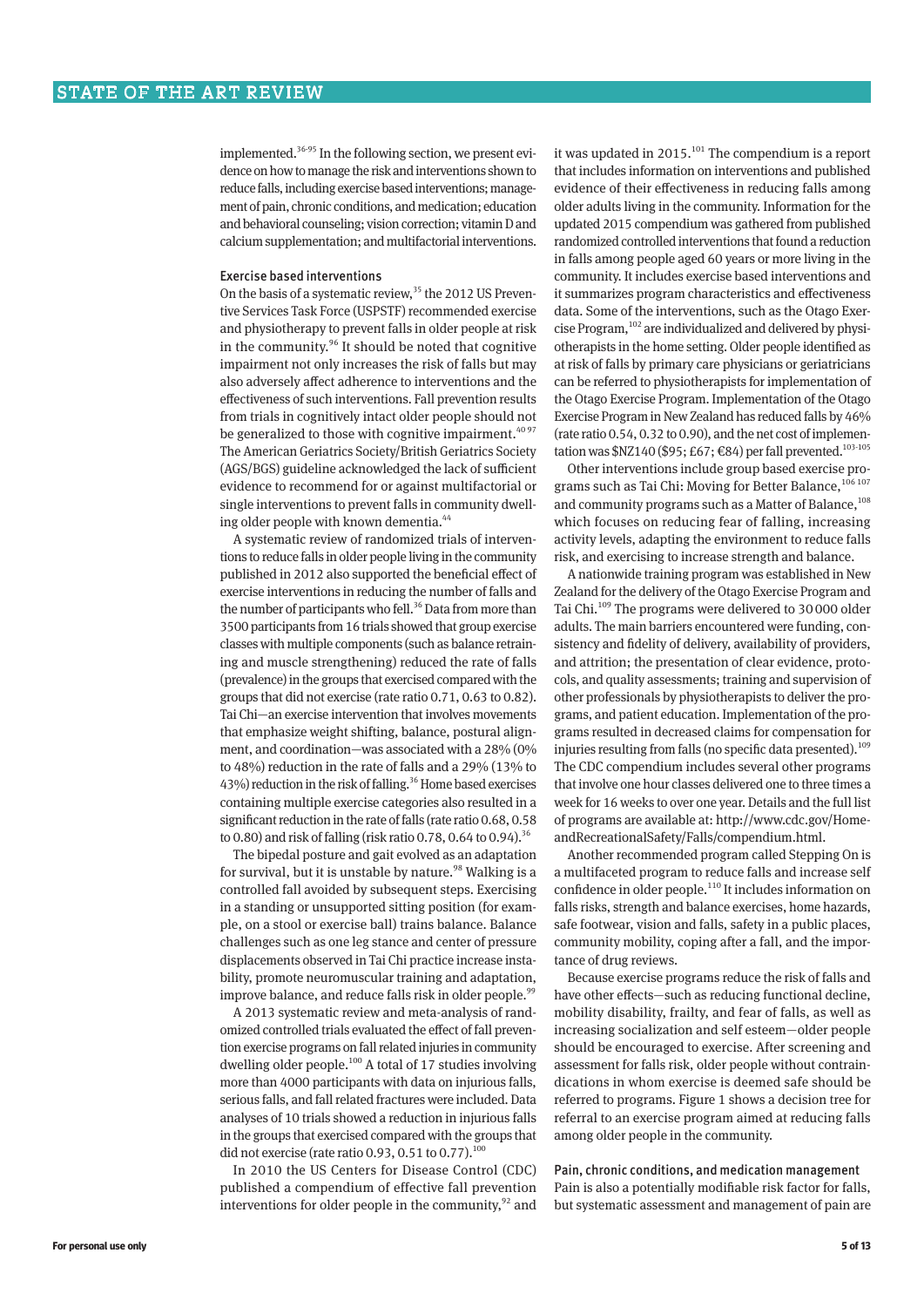implemented.[36-95] In the following section, we present evidence on how to manage the risk and interventions shown to reduce falls, including exercise based interventions; management of pain, chronic conditions, and medication; education and behavioral counseling; vision correction; vitamin D and calcium supplementation; and multifactorial interventions.

### Exercise based interventions

On the basis of a systematic review,[35] the 2012 US Preventive Services Task Force (USPSTF) recommended exercise and physiotherapy to prevent falls in older people at risk in the community.[96] It should be noted that cognitive impairment not only increases the risk of falls but may also adversely affect adherence to interventions and the effectiveness of such interventions. Fall prevention results from trials in cognitively intact older people should not be generalized to those with cognitive impairment.[40 97] The American Geriatrics Society/British Geriatrics Society (AGS/BGS) guideline acknowledged the lack of sufficient evidence to recommend for or against multifactorial or single interventions to prevent falls in community dwelling older people with known dementia.[44]

A systematic review of randomized trials of interventions to reduce falls in older people living in the community published in 2012 also supported the beneficial effect of exercise interventions in reducing the number of falls and the number of participants who fell.[36] Data from more than 3500 participants from 16 trials showed that group exercise classes with multiple components (such as balance retraining and muscle strengthening) reduced the rate of falls (prevalence) in the groups that exercised compared with the groups that did not exercise (rate ratio 0.71, 0.63 to 0.82). Tai Chi—an exercise intervention that involves movements that emphasize weight shifting, balance, postural alignment, and coordination—was associated with a 28% (0% to 48%) reduction in the rate of falls and a 29% (13% to 43%) reduction in the risk of falling.[36] Home based exercises containing multiple exercise categories also resulted in a significant reduction in the rate of falls (rate ratio 0.68, 0.58 to 0.80) and risk of falling (risk ratio 0.78, 0.64 to 0.94).[36]

The bipedal posture and gait evolved as an adaptation for survival, but it is unstable by nature.[98] Walking is a controlled fall avoided by subsequent steps. Exercising in a standing or unsupported sitting position (for example, on a stool or exercise ball) trains balance. Balance challenges such as one leg stance and center of pressure displacements observed in Tai Chi practice increase instability, promote neuromuscular training and adaptation, improve balance, and reduce falls risk in older people.[99]

A 2013 systematic review and meta-analysis of randomized controlled trials evaluated the effect of fall prevention exercise programs on fall related injuries in community dwelling older people.[100] A total of 17 studies involving more than 4000 participants with data on injurious falls, serious falls, and fall related fractures were included. Data analyses of 10 trials showed a reduction in injurious falls in the groups that exercised compared with the groups that did not exercise (rate ratio 0.93, 0.51 to 0.77).[100]

In 2010 the US Centers for Disease Control (CDC) published a compendium of effective fall prevention interventions for older people in the community,[92] and it was updated in 2015.[101] The compendium is a report that includes information on interventions and published evidence of their effectiveness in reducing falls among older adults living in the community. Information for the updated 2015 compendium was gathered from published randomized controlled interventions that found a reduction in falls among people aged 60 years or more living in the community. It includes exercise based interventions and it summarizes program characteristics and effectiveness data. Some of the interventions, such as the Otago Exercise Program,[102] are individualized and delivered by physiotherapists in the home setting. Older people identified as at risk of falls by primary care physicians or geriatricians can be referred to physiotherapists for implementation of the Otago Exercise Program. Implementation of the Otago Exercise Program in New Zealand has reduced falls by 46% (rate ratio 0.54, 0.32 to 0.90), and the net cost of implementation was $NZ140 ($95; £67; €84) per fall prevented.[103-105]

Other interventions include group based exercise programs such as Tai Chi: Moving for Better Balance,[106 107] and community programs such as a Matter of Balance,[108] which focuses on reducing fear of falling, increasing activity levels, adapting the environment to reduce falls risk, and exercising to increase strength and balance.

A nationwide training program was established in New Zealand for the delivery of the Otago Exercise Program and Tai Chi.[109] The programs were delivered to 30 000 older adults. The main barriers encountered were funding, consistency and fidelity of delivery, availability of providers, and attrition; the presentation of clear evidence, protocols, and quality assessments; training and supervision of other professionals by physiotherapists to deliver the programs, and patient education. Implementation of the programs resulted in decreased claims for compensation for injuries resulting from falls (no specific data presented).[109] The CDC compendium includes several other programs that involve one hour classes delivered one to three times a week for 16 weeks to over one year. Details and the full list of programs are available at: http://www.cdc.gov/HomeandRecreationalSafety/Falls/compendium.html.

Another recommended program called Stepping On is a multifaceted program to reduce falls and increase self confidence in older people.[110] It includes information on falls risks, strength and balance exercises, home hazards, safe footwear, vision and falls, safety in a public places, community mobility, coping after a fall, and the importance of drug reviews.

Because exercise programs reduce the risk of falls and have other effects—such as reducing functional decline, mobility disability, frailty, and fear of falls, as well as increasing socialization and self esteem—older people should be encouraged to exercise. After screening and assessment for falls risk, older people without contraindications in whom exercise is deemed safe should be referred to programs. Figure 1 shows a decision tree for referral to an exercise program aimed at reducing falls among older people in the community.

### Pain, chronic conditions, and medication management

Pain is also a potentially modifiable risk factor for falls, but systematic assessment and management of pain are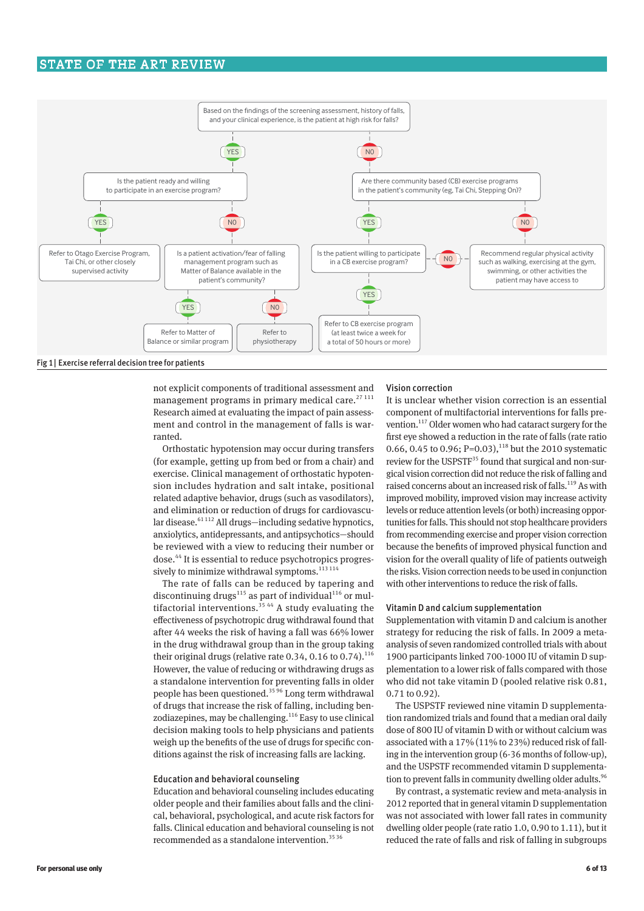- Based on the findings of the screening assessment, history of falls, and your clinical experience, is the patient at high risk for falls?
  - **YES** → Is the patient ready and willing to participate in an exercise program?
    - **YES** → Refer to Otago Exercise Program, Tai Chi, or other closely supervised activity
    - **NO** → Is a patient activation/fear of falling management program such as Matter of Balance available in the patient's community?
      - **YES** → Refer to Matter of Balance or similar program
      - **NO** → Refer to physiotherapy
  - **NO** → Are there community based (CB) exercise programs in the patient's community (eg, Tai Chi, Stepping On)?
    - **YES** → Is the patient willing to participate in a CB exercise program?
      - **YES** → Refer to CB exercise program (at least twice a week for a total of 50 hours or more)
      - **NO** → Recommend regular physical activity such as walking, exercising at the gym, swimming, or other activities the patient may have access to
    - **NO** → Recommend regular physical activity such as walking, exercising at the gym, swimming, or other activities the patient may have access to

**Fig 1 | Exercise referral decision tree for patients**

not explicit components of traditional assessment and management programs in primary medical care.[27 111] Research aimed at evaluating the impact of pain assessment and control in the management of falls is warranted.

Orthostatic hypotension may occur during transfers (for example, getting up from bed or from a chair) and exercise. Clinical management of orthostatic hypotension includes hydration and salt intake, positional related adaptive behavior, drugs (such as vasodilators), and elimination or reduction of drugs for cardiovascular disease.[61 112] All drugs—including sedative hypnotics, anxiolytics, antidepressants, and antipsychotics—should be reviewed with a view to reducing their number or dose.[44] It is essential to reduce psychotropics progressively to minimize withdrawal symptoms.[113 114]

The rate of falls can be reduced by tapering and discontinuing drugs[115] as part of individual[116] or multifactorial interventions.[35 44] A study evaluating the effectiveness of psychotropic drug withdrawal found that after 44 weeks the risk of having a fall was 66% lower in the drug withdrawal group than in the group taking their original drugs (relative rate 0.34, 0.16 to 0.74).[116] However, the value of reducing or withdrawing drugs as a standalone intervention for preventing falls in older people has been questioned.[35 96] Long term withdrawal of drugs that increase the risk of falling, including benzodiazepines, may be challenging.[116] Easy to use clinical decision making tools to help physicians and patients weigh up the benefits of the use of drugs for specific conditions against the risk of increasing falls are lacking.

### Education and behavioral counseling

Education and behavioral counseling includes educating older people and their families about falls and the clinical, behavioral, psychological, and acute risk factors for falls. Clinical education and behavioral counseling is not recommended as a standalone intervention.[35 36]

### Vision correction

It is unclear whether vision correction is an essential component of multifactorial interventions for falls prevention.[117] Older women who had cataract surgery for the first eye showed a reduction in the rate of falls (rate ratio 0.66, 0.45 to 0.96; P=0.03),[118] but the 2010 systematic review for the USPSTF[35] found that surgical and non-surgical vision correction did not reduce the risk of falling and raised concerns about an increased risk of falls.[119] As with improved mobility, improved vision may increase activity levels or reduce attention levels (or both) increasing opportunities for falls. This should not stop healthcare providers from recommending exercise and proper vision correction because the benefits of improved physical function and vision for the overall quality of life of patients outweigh the risks. Vision correction needs to be used in conjunction with other interventions to reduce the risk of falls.

### Vitamin D and calcium supplementation

Supplementation with vitamin D and calcium is another strategy for reducing the risk of falls. In 2009 a meta-analysis of seven randomized controlled trials with about 1900 participants linked 700-1000 IU of vitamin D supplementation to a lower risk of falls compared with those who did not take vitamin D (pooled relative risk 0.81, 0.71 to 0.92).

The USPSTF reviewed nine vitamin D supplementation randomized trials and found that a median oral daily dose of 800 IU of vitamin D with or without calcium was associated with a 17% (11% to 23%) reduced risk of falling in the intervention group (6-36 months of follow-up), and the USPSTF recommended vitamin D supplementation to prevent falls in community dwelling older adults.[96]

By contrast, a systematic review and meta-analysis in 2012 reported that in general vitamin D supplementation was not associated with lower fall rates in community dwelling older people (rate ratio 1.0, 0.90 to 1.11), but it reduced the rate of falls and risk of falling in subgroups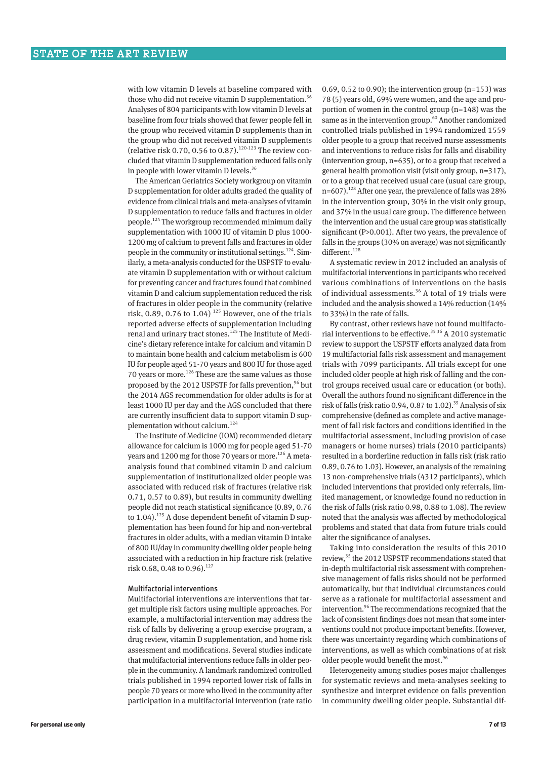with low vitamin D levels at baseline compared with those who did not receive vitamin D supplementation.[36] Analyses of 804 participants with low vitamin D levels at baseline from four trials showed that fewer people fell in the group who received vitamin D supplements than in the group who did not received vitamin D supplements (relative risk 0.70, 0.56 to 0.87).[120-123] The review concluded that vitamin D supplementation reduced falls only in people with lower vitamin D levels.[36]

The American Geriatrics Society workgroup on vitamin D supplementation for older adults graded the quality of evidence from clinical trials and meta-analyses of vitamin D supplementation to reduce falls and fractures in older people.[124] The workgroup recommended minimum daily supplementation with 1000 IU of vitamin D plus 1000-1200 mg of calcium to prevent falls and fractures in older people in the community or institutional settings.[124]. Similarly, a meta-analysis conducted for the USPSTF to evaluate vitamin D supplementation with or without calcium for preventing cancer and fractures found that combined vitamin D and calcium supplementation reduced the risk of fractures in older people in the community (relative risk, 0.89, 0.76 to 1.04) [125] However, one of the trials reported adverse effects of supplementation including renal and urinary tract stones.[125] The Institute of Medicine's dietary reference intake for calcium and vitamin D to maintain bone health and calcium metabolism is 600 IU for people aged 51-70 years and 800 IU for those aged 70 years or more.[126] These are the same values as those proposed by the 2012 USPSTF for falls prevention,[96] but the 2014 AGS recommendation for older adults is for at least 1000 IU per day and the AGS concluded that there are currently insufficient data to support vitamin D supplementation without calcium.[124]

The Institute of Medicine (IOM) recommended dietary allowance for calcium is 1000 mg for people aged 51-70 years and 1200 mg for those 70 years or more.[126] A meta-analysis found that combined vitamin D and calcium supplementation of institutionalized older people was associated with reduced risk of fractures (relative risk 0.71, 0.57 to 0.89), but results in community dwelling people did not reach statistical significance (0.89, 0.76 to 1.04).[125] A dose dependent benefit of vitamin D supplementation has been found for hip and non-vertebral fractures in older adults, with a median vitamin D intake of 800 IU/day in community dwelling older people being associated with a reduction in hip fracture risk (relative risk 0.68, 0.48 to 0.96).[127]

### Multifactorial interventions

Multifactorial interventions are interventions that target multiple risk factors using multiple approaches. For example, a multifactorial intervention may address the risk of falls by delivering a group exercise program, a drug review, vitamin D supplementation, and home risk assessment and modifications. Several studies indicate that multifactorial interventions reduce falls in older people in the community. A landmark randomized controlled trials published in 1994 reported lower risk of falls in people 70 years or more who lived in the community after participation in a multifactorial intervention (rate ratio 0.69, 0.52 to 0.90); the intervention group (n=153) was 78 (5) years old, 69% were women, and the age and proportion of women in the control group (n=148) was the same as in the intervention group.[60] Another randomized controlled trials published in 1994 randomized 1559 older people to a group that received nurse assessments and interventions to reduce risks for falls and disability (intervention group, n=635), or to a group that received a general health promotion visit (visit only group, n=317), or to a group that received usual care (usual care group, n=607).[128] After one year, the prevalence of falls was 28% in the intervention group, 30% in the visit only group, and 37% in the usual care group. The difference between the intervention and the usual care group was statistically significant (P>0.001). After two years, the prevalence of falls in the groups (30% on average) was not significantly different.[128]

A systematic review in 2012 included an analysis of multifactorial interventions in participants who received various combinations of interventions on the basis of individual assessments.[36] A total of 19 trials were included and the analysis showed a 14% reduction (14% to 33%) in the rate of falls.

By contrast, other reviews have not found multifactorial interventions to be effective.[35 36] A 2010 systematic review to support the USPSTF efforts analyzed data from 19 multifactorial falls risk assessment and management trials with 7099 participants. All trials except for one included older people at high risk of falling and the control groups received usual care or education (or both). Overall the authors found no significant difference in the risk of falls (risk ratio 0.94, 0.87 to 1.02).[35] Analysis of six comprehensive (defined as complete and active management of fall risk factors and conditions identified in the multifactorial assessment, including provision of case managers or home nurses) trials (2010 participants) resulted in a borderline reduction in falls risk (risk ratio 0.89, 0.76 to 1.03). However, an analysis of the remaining 13 non-comprehensive trials (4312 participants), which included interventions that provided only referrals, limited management, or knowledge found no reduction in the risk of falls (risk ratio 0.98, 0.88 to 1.08). The review noted that the analysis was affected by methodological problems and stated that data from future trials could alter the significance of analyses.

Taking into consideration the results of this 2010 review,[35] the 2012 USPSTF recommendations stated that in-depth multifactorial risk assessment with comprehensive management of falls risks should not be performed automatically, but that individual circumstances could serve as a rationale for multifactorial assessment and intervention.[96] The recommendations recognized that the lack of consistent findings does not mean that some interventions could not produce important benefits. However, there was uncertainty regarding which combinations of interventions, as well as which combinations of at risk older people would benefit the most.[96]

Heterogeneity among studies poses major challenges for systematic reviews and meta-analyses seeking to synthesize and interpret evidence on falls prevention in community dwelling older people. Substantial dif-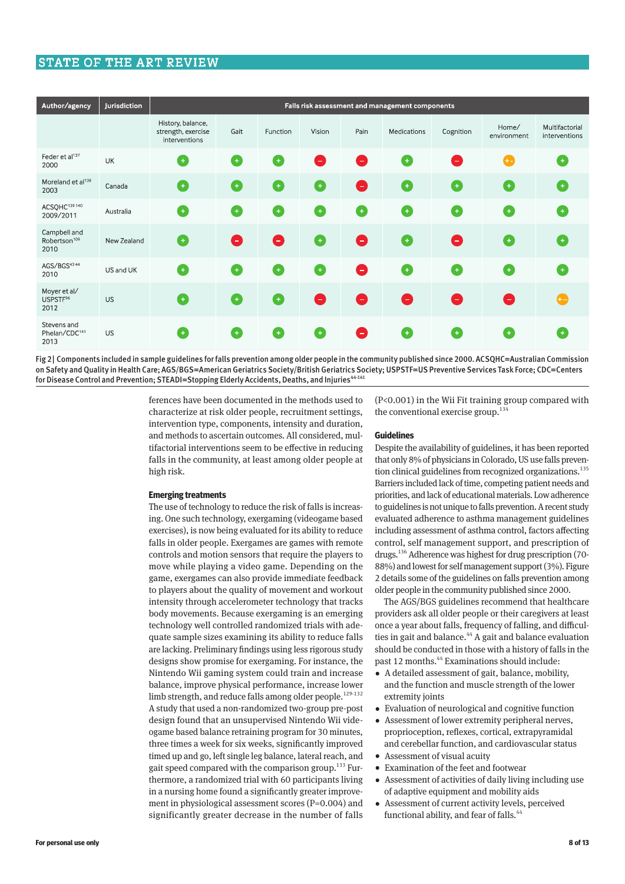| Author/agency | Jurisdiction | Falls risk assessment and management components | | | | | | | | |
|---|---|---|---|---|---|---|---|---|---|---|
| | | History, balance, strength, exercise interventions | Gait | Function | Vision | Pain | Medications | Cognition | Home/ environment | Multifactorial interventions |
| Feder et al[137] 2000 | UK | + | + | + | – | – | + | – | +– | + |
| Moreland et al[138] 2003 | Canada | + | + | + | + | – | + | + | + | + |
| ACSQHC[139 140] 2009/2011 | Australia | + | + | + | + | + | + | + | + | + |
| Campbell and Robertson[109] 2010 | New Zealand | + | – | – | + | – | + | – | + | + |
| AGS/BGS[43 44] 2010 | US and UK | + | + | + | + | – | + | + | + | + |
| Moyer et al/ USPSTF[96] 2012 | US | + | + | + | – | – | – | – | – | +– |
| Stevens and Phelan/CDC[141] 2013 | US | + | + | + | + | – | + | + | + | + |

Fig 2| Components included in sample guidelines for falls prevention among older people in the community published since 2000. ACSQHC=Australian Commission on Safety and Quality in Health Care; AGS/BGS=American Geriatrics Society/British Geriatrics Society; USPSTF=US Preventive Services Task Force; CDC=Centers for Disease Control and Prevention; STEADI=Stopping Elderly Accidents, Deaths, and Injuries[44-141]

ferences have been documented in the methods used to characterize at risk older people, recruitment settings, intervention type, components, intensity and duration, and methods to ascertain outcomes. All considered, multifactorial interventions seem to be effective in reducing falls in the community, at least among older people at high risk.

### Emerging treatments

The use of technology to reduce the risk of falls is increasing. One such technology, exergaming (videogame based exercises), is now being evaluated for its ability to reduce falls in older people. Exergames are games with remote controls and motion sensors that require the players to move while playing a video game. Depending on the game, exergames can also provide immediate feedback to players about the quality of movement and workout intensity through accelerometer technology that tracks body movements. Because exergaming is an emerging technology well controlled randomized trials with adequate sample sizes examining its ability to reduce falls are lacking. Preliminary findings using less rigorous study designs show promise for exergaming. For instance, the Nintendo Wii gaming system could train and increase balance, improve physical performance, increase lower limb strength, and reduce falls among older people.[129-132] A study that used a non-randomized two-group pre-post design found that an unsupervised Nintendo Wii videogame based balance retraining program for 30 minutes, three times a week for six weeks, significantly improved timed up and go, left single leg balance, lateral reach, and gait speed compared with the comparison group.[133] Furthermore, a randomized trial with 60 participants living in a nursing home found a significantly greater improvement in physiological assessment scores (P=0.004) and significantly greater decrease in the number of falls (P<0.001) in the Wii Fit training group compared with the conventional exercise group.[134]

### Guidelines

Despite the availability of guidelines, it has been reported that only 8% of physicians in Colorado, US use falls prevention clinical guidelines from recognized organizations.[135] Barriers included lack of time, competing patient needs and priorities, and lack of educational materials. Low adherence to guidelines is not unique to falls prevention. A recent study evaluated adherence to asthma management guidelines including assessment of asthma control, factors affecting control, self management support, and prescription of drugs.[136] Adherence was highest for drug prescription (70-88%) and lowest for self management support (3%). Figure 2 details some of the guidelines on falls prevention among older people in the community published since 2000.

The AGS/BGS guidelines recommend that healthcare providers ask all older people or their caregivers at least once a year about falls, frequency of falling, and difficulties in gait and balance.[44] A gait and balance evaluation should be conducted in those with a history of falls in the past 12 months.[44] Examinations should include:

- A detailed assessment of gait, balance, mobility, and the function and muscle strength of the lower extremity joints
- Evaluation of neurological and cognitive function
- Assessment of lower extremity peripheral nerves, proprioception, reflexes, cortical, extrapyramidal and cerebellar function, and cardiovascular status
- Assessment of visual acuity
- Examination of the feet and footwear
- Assessment of activities of daily living including use of adaptive equipment and mobility aids
- Assessment of current activity levels, perceived functional ability, and fear of falls.[44]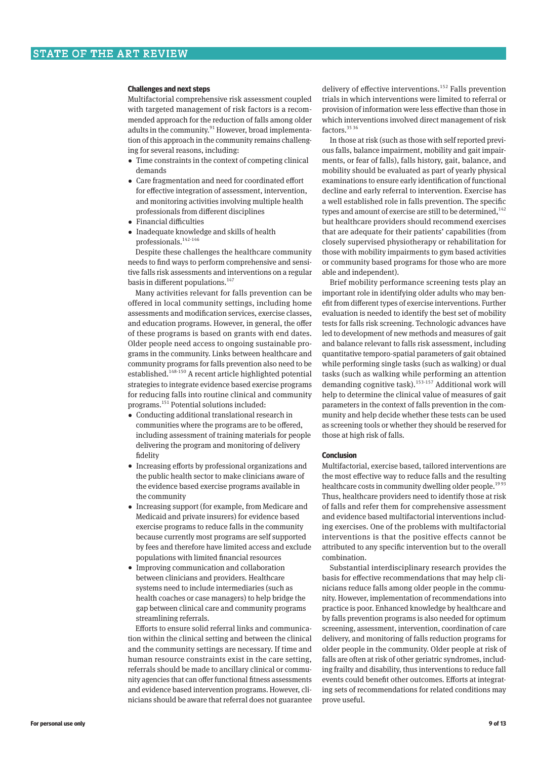### Challenges and next steps

Multifactorial comprehensive risk assessment coupled with targeted management of risk factors is a recommended approach for the reduction of falls among older adults in the community.[91] However, broad implementation of this approach in the community remains challenging for several reasons, including:

- Time constraints in the context of competing clinical demands
- Care fragmentation and need for coordinated effort for effective integration of assessment, intervention, and monitoring activities involving multiple health professionals from different disciplines
- Financial difficulties
- Inadequate knowledge and skills of health professionals.[142-146]

Despite these challenges the healthcare community needs to find ways to perform comprehensive and sensitive falls risk assessments and interventions on a regular basis in different populations.[147]

Many activities relevant for falls prevention can be offered in local community settings, including home assessments and modification services, exercise classes, and education programs. However, in general, the offer of these programs is based on grants with end dates. Older people need access to ongoing sustainable programs in the community. Links between healthcare and community programs for falls prevention also need to be established.[148-150] A recent article highlighted potential strategies to integrate evidence based exercise programs for reducing falls into routine clinical and community programs.[151] Potential solutions included:

- Conducting additional translational research in communities where the programs are to be offered, including assessment of training materials for people delivering the program and monitoring of delivery fidelity
- Increasing efforts by professional organizations and the public health sector to make clinicians aware of the evidence based exercise programs available in the community
- Increasing support (for example, from Medicare and Medicaid and private insurers) for evidence based exercise programs to reduce falls in the community because currently most programs are self supported by fees and therefore have limited access and exclude populations with limited financial resources
- Improving communication and collaboration between clinicians and providers. Healthcare systems need to include intermediaries (such as health coaches or case managers) to help bridge the gap between clinical care and community programs streamlining referrals.

Efforts to ensure solid referral links and communication within the clinical setting and between the clinical and the community settings are necessary. If time and human resource constraints exist in the care setting, referrals should be made to ancillary clinical or community agencies that can offer functional fitness assessments and evidence based intervention programs. However, clinicians should be aware that referral does not guarantee delivery of effective interventions.[152] Falls prevention trials in which interventions were limited to referral or provision of information were less effective than those in which interventions involved direct management of risk factors.[35 36]

In those at risk (such as those with self reported previous falls, balance impairment, mobility and gait impairments, or fear of falls), falls history, gait, balance, and mobility should be evaluated as part of yearly physical examinations to ensure early identification of functional decline and early referral to intervention. Exercise has a well established role in falls prevention. The specific types and amount of exercise are still to be determined,[142] but healthcare providers should recommend exercises that are adequate for their patients' capabilities (from closely supervised physiotherapy or rehabilitation for those with mobility impairments to gym based activities or community based programs for those who are more able and independent).

Brief mobility performance screening tests play an important role in identifying older adults who may benefit from different types of exercise interventions. Further evaluation is needed to identify the best set of mobility tests for falls risk screening. Technologic advances have led to development of new methods and measures of gait and balance relevant to falls risk assessment, including quantitative temporo-spatial parameters of gait obtained while performing single tasks (such as walking) or dual tasks (such as walking while performing an attention demanding cognitive task).[153-157] Additional work will help to determine the clinical value of measures of gait parameters in the context of falls prevention in the community and help decide whether these tests can be used as screening tools or whether they should be reserved for those at high risk of falls.

### Conclusion

Multifactorial, exercise based, tailored interventions are the most effective way to reduce falls and the resulting healthcare costs in community dwelling older people.[19 93] Thus, healthcare providers need to identify those at risk of falls and refer them for comprehensive assessment and evidence based multifactorial interventions including exercises. One of the problems with multifactorial interventions is that the positive effects cannot be attributed to any specific intervention but to the overall combination.

Substantial interdisciplinary research provides the basis for effective recommendations that may help clinicians reduce falls among older people in the community. However, implementation of recommendations into practice is poor. Enhanced knowledge by healthcare and by falls prevention programs is also needed for optimum screening, assessment, intervention, coordination of care delivery, and monitoring of falls reduction programs for older people in the community. Older people at risk of falls are often at risk of other geriatric syndromes, including frailty and disability, thus interventions to reduce fall events could benefit other outcomes. Efforts at integrating sets of recommendations for related conditions may prove useful.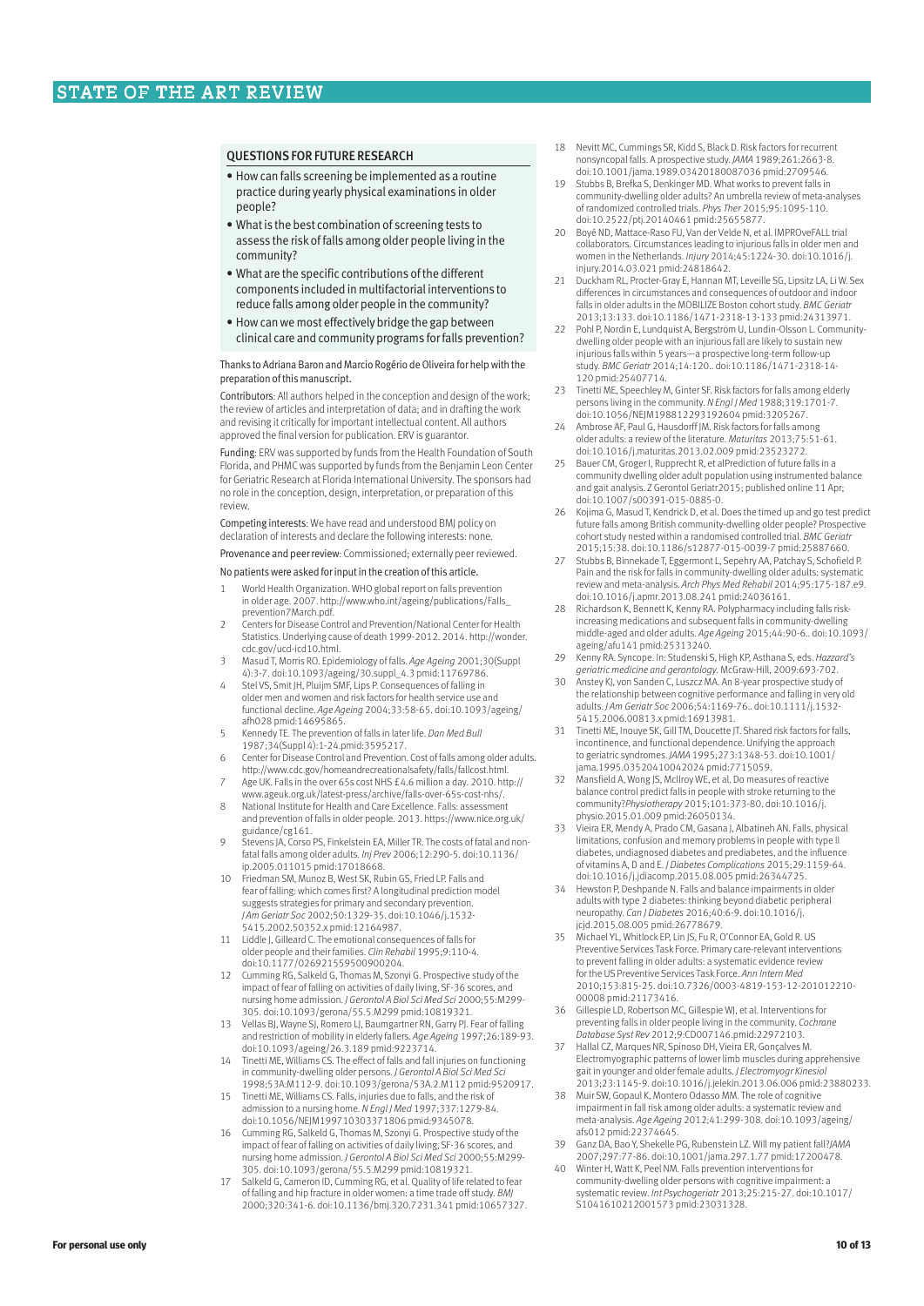## QUESTIONS FOR FUTURE RESEARCH

- How can falls screening be implemented as a routine practice during yearly physical examinations in older people?
- What is the best combination of screening tests to assess the risk of falls among older people living in the community?
- What are the specific contributions of the different components included in multifactorial interventions to reduce falls among older people in the community?
- How can we most effectively bridge the gap between clinical care and community programs for falls prevention?

Thanks to Adriana Baron and Marcio Rogério de Oliveira for help with the preparation of this manuscript.

Contributors: All authors helped in the conception and design of the work; the review of articles and interpretation of data; and in drafting the work and revising it critically for important intellectual content. All authors approved the final version for publication. ERV is guarantor.

Funding: ERV was supported by funds from the Health Foundation of South Florida, and PHMC was supported by funds from the Benjamin Leon Center for Geriatric Research at Florida International University. The sponsors had no role in the conception, design, interpretation, or preparation of this review.

Competing interests: We have read and understood BMJ policy on declaration of interests and declare the following interests: none.

Provenance and peer review: Commissioned; externally peer reviewed.

No patients were asked for input in the creation of this article.

1. World Health Organization. WHO global report on falls prevention in older age. 2007. http://www.who.int/ageing/publications/Falls_prevention7March.pdf.
2. Centers for Disease Control and Prevention/National Center for Health Statistics. Underlying cause of death 1999-2012. 2014. http://wonder.cdc.gov/ucd-icd10.html.
3. Masud T, Morris RO. Epidemiology of falls. *Age Ageing* 2001;30(Suppl 4):3-7. doi:10.1093/ageing/30.suppl_4.3 pmid:11769786.
4. Stel VS, Smit JH, Pluijm SMF, Lips P. Consequences of falling in older men and women and risk factors for health service use and functional decline. *Age Ageing* 2004;33:58-65. doi:10.1093/ageing/afh028 pmid:14695865.
5. Kennedy TE. The prevention of falls in later life. *Dan Med Bull* 1987;34(Suppl 4):1-24.pmid:3595217.
6. Center for Disease Control and Prevention. Cost of falls among older adults. http://www.cdc.gov/homeandrecreationalsafety/falls/fallcost.html.
7. Age UK. Falls in the over 65s cost NHS £4.6 million a day. 2010. http://www.ageuk.org.uk/latest-press/archive/falls-over-65s-cost-nhs/.
8. National Institute for Health and Care Excellence. Falls: assessment and prevention of falls in older people. 2013. https://www.nice.org.uk/guidance/cg161.
9. Stevens JA, Corso PS, Finkelstein EA, Miller TR. The costs of fatal and non-fatal falls among older adults. *Inj Prev* 2006;12:290-5. doi:10.1136/ip.2005.011015 pmid:17018668.
10. Friedman SM, Munoz B, West SK, Rubin GS, Fried LP. Falls and fear of falling: which comes first? A longitudinal prediction model suggests strategies for primary and secondary prevention. *J Am Geriatr Soc* 2002;50:1329-35. doi:10.1046/j.1532-5415.2002.50352.x pmid:12164987.
11. Liddle J, Gilleard C. The emotional consequences of falls for older people and their families. *Clin Rehabil* 1995;9:110-4. doi:10.1177/026921559500900204.
12. Cumming RG, Salkeld G, Thomas M, Szonyi G. Prospective study of the impact of fear of falling on activities of daily living, SF-36 scores, and nursing home admission. *J Gerontol A Biol Sci Med Sci* 2000;55:M299-305. doi:10.1093/gerona/55.5.M299 pmid:10819321.
13. Vellas BJ, Wayne SJ, Romero LJ, Baumgartner RN, Garry PJ. Fear of falling and restriction of mobility in elderly fallers. *Age Ageing* 1997;26:189-93. doi:10.1093/ageing/26.3.189 pmid:9223714.
14. Tinetti ME, Williams CS. The effect of falls and fall injuries on functioning in community-dwelling older persons. *J Gerontol A Biol Sci Med Sci* 1998;53A:M112-9. doi:10.1093/gerona/53A.2.M112 pmid:9520917.
15. Tinetti ME, Williams CS. Falls, injuries due to falls, and the risk of admission to a nursing home. *N Engl J Med* 1997;337:1279-84. doi:10.1056/NEJM199710303371806 pmid:9345078.
16. Cumming RG, Salkeld G, Thomas M, Szonyi G. Prospective study of the impact of fear of falling on activities of daily living, SF-36 scores, and nursing home admission. *J Gerontol A Biol Sci Med Sci* 2000;55:M299-305. doi:10.1093/gerona/55.5.M299 pmid:10819321.
17. Salkeld G, Cameron ID, Cumming RG, et al. Quality of life related to fear of falling and hip fracture in older women: a time trade off study. *BMJ* 2000;320:341-6. doi:10.1136/bmj.320.7231.341 pmid:10657327.
18. Nevitt MC, Cummings SR, Kidd S, Black D. Risk factors for recurrent nonsyncopal falls. A prospective study. *JAMA* 1989;261:2663-8. doi:10.1001/jama.1989.03420180087036 pmid:2709546.
19. Stubbs B, Brefka S, Denkinger MD. What works to prevent falls in community-dwelling older adults? An umbrella review of meta-analyses of randomized controlled trials. *Phys Ther* 2015;95:1095-110. doi:10.2522/ptj.20140461 pmid:25655877.
20. Boyé ND, Mattace-Raso FU, Van der Velde N, et al. IMPROveFALL trial collaborators. Circumstances leading to injurious falls in older men and women in the Netherlands. *Injury* 2014;45:1224-30. doi:10.1016/j.injury.2014.03.021 pmid:24818642.
21. Duckham RL, Procter-Gray E, Hannan MT, Leveille SG, Lipsitz LA, Li W. Sex differences in circumstances and consequences of outdoor and indoor falls in older adults in the MOBILIZE Boston cohort study. *BMC Geriatr* 2013;13:133. doi:10.1186/1471-2318-13-133 pmid:24313971.
22. Pohl P, Nordin E, Lundquist A, Bergström U, Lundin-Olsson L. Community-dwelling older people with an injurious fall are likely to sustain new injurious falls within 5 years—a prospective long-term follow-up study. *BMC Geriatr* 2014;14:120.. doi:10.1186/1471-2318-14-120 pmid:25407714.
23. Tinetti ME, Speechley M, Ginter SF. Risk factors for falls among elderly persons living in the community. *N Engl J Med* 1988;319:1701-7. doi:10.1056/NEJM198812293192604 pmid:3205267.
24. Ambrose AF, Paul G, Hausdorff JM. Risk factors for falls among older adults: a review of the literature. *Maturitas* 2013;75:51-61. doi:10.1016/j.maturitas.2013.02.009 pmid:23523272.
25. Bauer CM, Groger I, Rupprecht R, et al. Prediction of future falls in a community dwelling older adult population using instrumented balance and gait analysis. *Z Gerontol Geriatr* 2015; published online 11 Apr; doi:10.1007/s00391-015-0885-0.
26. Kojima G, Masud T, Kendrick D, et al. Does the timed up and go test predict future falls among British community-dwelling older people? Prospective cohort study nested within a randomised controlled trial. *BMC Geriatr* 2015;15:38. doi:10.1186/s12877-015-0039-7 pmid:25887660.
27. Stubbs B, Binnekade T, Eggermont L, Sepehry AA, Patchay S, Schofield P. Pain and the risk for falls in community-dwelling older adults: systematic review and meta-analysis. *Arch Phys Med Rehabil* 2014;95:175-187.e9. doi:10.1016/j.apmr.2013.08.241 pmid:24036161.
28. Richardson K, Bennett K, Kenny RA. Polypharmacy including falls risk-increasing medications and subsequent falls in community-dwelling middle-aged and older adults. *Age Ageing* 2015;44:90-6.. doi:10.1093/ageing/afu141 pmid:25313240.
29. Kenny RA. Syncope. In: Studenski S, High KP, Asthana S, eds. *Hazzard's geriatric medicine and gerontology*. McGraw-Hill, 2009:693-702.
30. Anstey KJ, von Sanden C, Luszcz MA. An 8-year prospective study of the relationship between cognitive performance and falling in very old adults. *J Am Geriatr Soc* 2006;54:1169-76.. doi:10.1111/j.1532-5415.2006.00813.x pmid:16913981.
31. Tinetti ME, Inouye SK, Gill TM, Doucette JT. Shared risk factors for falls, incontinence, and functional dependence. Unifying the approach to geriatric syndromes. *JAMA* 1995;273:1348-53. doi:10.1001/jama.1995.03520410042024 pmid:7715059.
32. Mansfield A, Wong JS, McIlroy WE, et al. Do measures of reactive balance control predict falls in people with stroke returning to the community? *Physiotherapy* 2015;101:373-80. doi:10.1016/j.physio.2015.01.009 pmid:26050134.
33. Vieira ER, Mendy A, Prado CM, Gasana J, Albatineh AN. Falls, physical limitations, confusion and memory problems in people with type II diabetes, undiagnosed diabetes and prediabetes, and the influence of vitamins A, D and E. *J Diabetes Complications* 2015;29:1159-64. doi:10.1016/j.jdiacomp.2015.08.005 pmid:26344725.
34. Hewston P, Deshpande N. Falls and balance impairments in older adults with type 2 diabetes: thinking beyond diabetic peripheral neuropathy. *Can J Diabetes* 2016;40:6-9. doi:10.1016/j.jcjd.2015.08.005 pmid:26778679.
35. Michael YL, Whitlock EP, Lin JS, Fu R, O'Connor EA, Gold R. US Preventive Services Task Force. Primary care-relevant interventions to prevent falling in older adults: a systematic evidence review for the US Preventive Services Task Force. *Ann Intern Med* 2010;153:815-25. doi:10.7326/0003-4819-153-12-201012210-00008 pmid:21173416.
36. Gillespie LD, Robertson MC, Gillespie WJ, et al. Interventions for preventing falls in older people living in the community. *Cochrane Database Syst Rev* 2012;9:CD007146.pmid:22972103.
37. Hallal CZ, Marques NR, Spinoso DH, Vieira ER, Gonçalves M. Electromyographic patterns of lower limb muscles during apprehensive gait in younger and older female adults. *J Electromyogr Kinesiol* 2013;23:1145-9. doi:10.1016/j.jelekin.2013.06.006 pmid:23880233.
38. Muir SW, Gopaul K, Montero Odasso MM. The role of cognitive impairment in fall risk among older adults: a systematic review and meta-analysis. *Age Ageing* 2012;41:299-308. doi:10.1093/ageing/afs012 pmid:22374645.
39. Ganz DA, Bao Y, Shekelle PG, Rubenstein LZ. Will my patient fall? *JAMA* 2007;297:77-86. doi:10.1001/jama.297.1.77 pmid:17200478.
40. Winter H, Watt K, Peel NM. Falls prevention interventions for community-dwelling older persons with cognitive impairment: a systematic review. *Int Psychogeriatr* 2013;25:215-27. doi:10.1017/S1041610212001573 pmid:23031328.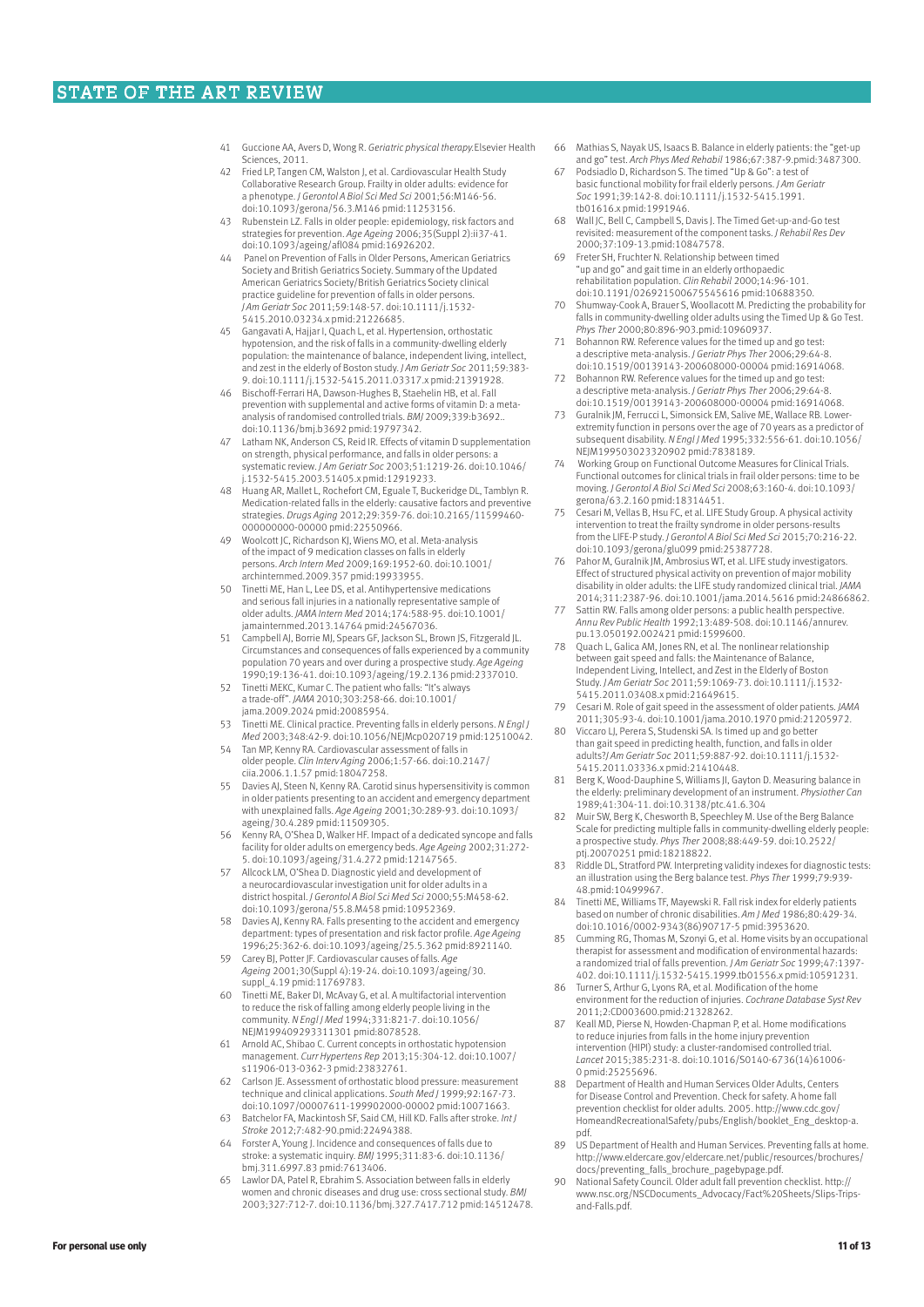41 Guccione AA, Avers D, Wong R. *Geriatric physical therapy.* Elsevier Health Sciences, 2011.

42 Fried LP, Tangen CM, Walston J, et al. Cardiovascular Health Study Collaborative Research Group. Frailty in older adults: evidence for a phenotype. *J Gerontol A Biol Sci Med Sci* 2001;56:M146-56. doi:10.1093/gerona/56.3.M146 pmid:11253156.

43 Rubenstein LZ. Falls in older people: epidemiology, risk factors and strategies for prevention. *Age Ageing* 2006;35(Suppl 2):ii37-41. doi:10.1093/ageing/afl084 pmid:16926202.

44 Panel on Prevention of Falls in Older Persons, American Geriatrics Society and British Geriatrics Society. Summary of the Updated American Geriatrics Society/British Geriatrics Society clinical practice guideline for prevention of falls in older persons. *J Am Geriatr Soc* 2011;59:148-57. doi:10.1111/j.1532-5415.2010.03234.x pmid:21226685.

45 Gangavati A, Hajjar I, Quach L, et al. Hypertension, orthostatic hypotension, and the risk of falls in a community-dwelling elderly population: the maintenance of balance, independent living, intellect, and zest in the elderly of Boston study. *J Am Geriatr Soc* 2011;59:383-9. doi:10.1111/j.1532-5415.2011.03317.x pmid:21391928.

46 Bischoff-Ferrari HA, Dawson-Hughes B, Staehelin HB, et al. Fall prevention with supplemental and active forms of vitamin D: a meta-analysis of randomised controlled trials. *BMJ* 2009;339:b3692.. doi:10.1136/bmj.b3692 pmid:19797342.

47 Latham NK, Anderson CS, Reid IR. Effects of vitamin D supplementation on strength, physical performance, and falls in older persons: a systematic review. *J Am Geriatr Soc* 2003;51:1219-26. doi:10.1046/j.1532-5415.2003.51405.x pmid:12919233.

48 Huang AR, Mallet L, Rochefort CM, Eguale T, Buckeridge DL, Tamblyn R. Medication-related falls in the elderly: causative factors and preventive strategies. *Drugs Aging* 2012;29:359-76. doi:10.2165/11599460-000000000-00000 pmid:22550966.

49 Woolcott JC, Richardson KJ, Wiens MO, et al. Meta-analysis of the impact of 9 medication classes on falls in elderly persons. *Arch Intern Med* 2009;169:1952-60. doi:10.1001/archinternmed.2009.357 pmid:19933955.

50 Tinetti ME, Han L, Lee DS, et al. Antihypertensive medications and serious fall injuries in a nationally representative sample of older adults. *JAMA Intern Med* 2014;174:588-95. doi:10.1001/jamainternmed.2013.14764 pmid:24567036.

51 Campbell AJ, Borrie MJ, Spears GF, Jackson SL, Brown JS, Fitzgerald JL. Circumstances and consequences of falls experienced by a community population 70 years and over during a prospective study. *Age Ageing* 1990;19:136-41. doi:10.1093/ageing/19.2.136 pmid:2337010.

52 Tinetti MEKC, Kumar C. The patient who falls: "It's always a trade-off". *JAMA* 2010;303:258-66. doi:10.1001/jama.2009.2024 pmid:20085954.

53 Tinetti ME. Clinical practice. Preventing falls in elderly persons. *N Engl J Med* 2003;348:42-9. doi:10.1056/NEJMcp020719 pmid:12510042.

54 Tan MP, Kenny RA. Cardiovascular assessment of falls in older people. *Clin Interv Aging* 2006;1:57-66. doi:10.2147/ciia.2006.1.1.57 pmid:18047258.

55 Davies AJ, Steen N, Kenny RA. Carotid sinus hypersensitivity is common in older patients presenting to an accident and emergency department with unexplained falls. *Age Ageing* 2001;30:289-93. doi:10.1093/ageing/30.4.289 pmid:11509305.

56 Kenny RA, O'Shea D, Walker HF. Impact of a dedicated syncope and falls facility for older adults on emergency beds. *Age Ageing* 2002;31:272-5. doi:10.1093/ageing/31.4.272 pmid:12147565.

57 Allcock LM, O'Shea D. Diagnostic yield and development of a neurocardiovascular investigation unit for older adults in a district hospital. *J Gerontol A Biol Sci Med Sci* 2000;55:M458-62. doi:10.1093/gerona/55.8.M458 pmid:10952369.

58 Davies AJ, Kenny RA. Falls presenting to the accident and emergency department: types of presentation and risk factor profile. *Age Ageing* 1996;25:362-6. doi:10.1093/ageing/25.5.362 pmid:8921140.

59 Carey BJ, Potter JF. Cardiovascular causes of falls. *Age Ageing* 2001;30(Suppl 4):19-24. doi:10.1093/ageing/30.suppl_4.19 pmid:11769783.

60 Tinetti ME, Baker DI, McAvay G, et al. A multifactorial intervention to reduce the risk of falling among elderly people living in the community. *N Engl J Med* 1994;331:821-7. doi:10.1056/NEJM199409293311301 pmid:8078528.

61 Arnold AC, Shibao C. Current concepts in orthostatic hypotension management. *Curr Hypertens Rep* 2013;15:304-12. doi:10.1007/s11906-013-0362-3 pmid:23832761.

62 Carlson JE. Assessment of orthostatic blood pressure: measurement technique and clinical applications. *South Med J* 1999;92:167-73. doi:10.1097/00007611-199902000-00002 pmid:10071663.

63 Batchelor FA, Mackintosh SF, Said CM, Hill KD. Falls after stroke. *Int J Stroke* 2012;7:482-90.pmid:22494388.

64 Forster A, Young J. Incidence and consequences of falls due to stroke: a systematic inquiry. *BMJ* 1995;311:83-6. doi:10.1136/bmj.311.6997.83 pmid:7613406.

65 Lawlor DA, Patel R, Ebrahim S. Association between falls in elderly women and chronic diseases and drug use: cross sectional study. *BMJ* 2003;327:712-7. doi:10.1136/bmj.327.7417.712 pmid:14512478.

66 Mathias S, Nayak US, Isaacs B. Balance in elderly patients: the "get-up and go" test. *Arch Phys Med Rehabil* 1986;67:387-9.pmid:3487300.

67 Podsiadlo D, Richardson S. The timed "Up & Go": a test of basic functional mobility for frail elderly persons. *J Am Geriatr Soc* 1991;39:142-8. doi:10.1111/j.1532-5415.1991.tb01616.x pmid:1991946.

68 Wall JC, Bell C, Campbell S, Davis J. The Timed Get-up-and-Go test revisited: measurement of the component tasks. *J Rehabil Res Dev* 2000;37:109-13.pmid:10847578.

69 Freter SH, Fruchter N. Relationship between timed "up and go" and gait time in an elderly orthopaedic rehabilitation population. *Clin Rehabil* 2000;14:96-101. doi:10.1191/026921500675545616 pmid:10688350.

70 Shumway-Cook A, Brauer S, Woollacott M. Predicting the probability for falls in community-dwelling older adults using the Timed Up & Go Test. *Phys Ther* 2000;80:896-903.pmid:10960937.

71 Bohannon RW. Reference values for the timed up and go test: a descriptive meta-analysis. *J Geriatr Phys Ther* 2006;29:64-8. doi:10.1519/00139143-200608000-00004 pmid:16914068.

72 Bohannon RW. Reference values for the timed up and go test: a descriptive meta-analysis. *J Geriatr Phys Ther* 2006;29:64-8. doi:10.1519/00139143-200608000-00004 pmid:16914068.

73 Guralnik JM, Ferrucci L, Simonsick EM, Salive ME, Wallace RB. Lower-extremity function in persons over the age of 70 years as a predictor of subsequent disability. *N Engl J Med* 1995;332:556-61. doi:10.1056/NEJM199503023320902 pmid:7838189.

74 Working Group on Functional Outcome Measures for Clinical Trials. Functional outcomes for clinical trials in frail older persons: time to be moving. *J Gerontol A Biol Sci Med Sci* 2008;63:160-4. doi:10.1093/gerona/63.2.160 pmid:18314451.

75 Cesari M, Vellas B, Hsu FC, et al. LIFE Study Group. A physical activity intervention to treat the frailty syndrome in older persons-results from the LIFE-P study. *J Gerontol A Biol Sci Med Sci* 2015;70:216-22. doi:10.1093/gerona/glu099 pmid:25387728.

76 Pahor M, Guralnik JM, Ambrosius WT, et al. LIFE study investigators. Effect of structured physical activity on prevention of major mobility disability in older adults: the LIFE study randomized clinical trial. *JAMA* 2014;311:2387-96. doi:10.1001/jama.2014.5616 pmid:24866862.

77 Sattin RW. Falls among older persons: a public health perspective. *Annu Rev Public Health* 1992;13:489-508. doi:10.1146/annurev.pu.13.050192.002421 pmid:1599600.

78 Quach L, Galica AM, Jones RN, et al. The nonlinear relationship between gait speed and falls: the Maintenance of Balance, Independent Living, Intellect, and Zest in the Elderly of Boston Study. *J Am Geriatr Soc* 2011;59:1069-73. doi:10.1111/j.1532-5415.2011.03408.x pmid:21649615.

79 Cesari M. Role of gait speed in the assessment of older patients. *JAMA* 2011;305:93-4. doi:10.1001/jama.2010.1970 pmid:21205972.

80 Viccaro LJ, Perera S, Studenski SA. Is timed up and go better than gait speed in predicting health, function, and falls in older adults? *J Am Geriatr Soc* 2011;59:887-92. doi:10.1111/j.1532-5415.2011.03336.x pmid:21410448.

81 Berg K, Wood-Dauphine S, Williams JI, Gayton D. Measuring balance in the elderly: preliminary development of an instrument. *Physiother Can* 1989;41:304-11. doi:10.3138/ptc.41.6.304

82 Muir SW, Berg K, Chesworth B, Speechley M. Use of the Berg Balance Scale for predicting multiple falls in community-dwelling elderly people: a prospective study. *Phys Ther* 2008;88:449-59. doi:10.2522/ptj.20070251 pmid:18218822.

83 Riddle DL, Stratford PW. Interpreting validity indexes for diagnostic tests: an illustration using the Berg balance test. *Phys Ther* 1999;79:939-48.pmid:10499967.

84 Tinetti ME, Williams TF, Mayewski R. Fall risk index for elderly patients based on number of chronic disabilities. *Am J Med* 1986;80:429-34. doi:10.1016/0002-9343(86)90717-5 pmid:3953620.

85 Cumming RG, Thomas M, Szonyi G, et al. Home visits by an occupational therapist for assessment and modification of environmental hazards: a randomized trial of falls prevention. *J Am Geriatr Soc* 1999;47:1397-402. doi:10.1111/j.1532-5415.1999.tb01556.x pmid:10591231.

86 Turner S, Arthur G, Lyons RA, et al. Modification of the home environment for the reduction of injuries. *Cochrane Database Syst Rev* 2011;2:CD003600.pmid:21328262.

87 Keall MD, Pierse N, Howden-Chapman P, et al. Home modifications to reduce injuries from falls in the home injury prevention intervention (HIPI) study: a cluster-randomised controlled trial. *Lancet* 2015;385:231-8. doi:10.1016/S0140-6736(14)61006-0 pmid:25255696.

88 Department of Health and Human Services Older Adults, Centers for Disease Control and Prevention. Check for safety. A home fall prevention checklist for older adults. 2005. http://www.cdc.gov/HomeandRecreationalSafety/pubs/English/booklet_Eng_desktop-a.pdf.

89 US Department of Health and Human Services. Preventing falls at home. http://www.eldercare.net/public/resources/brochures/docs/preventing_falls_brochure_pagebypage.pdf.

90 National Safety Council. Older adult fall prevention checklist. http://www.nsc.org/NSCDocuments_Advocacy/Fact%20Sheets/Slips-Trips-and-Falls.pdf.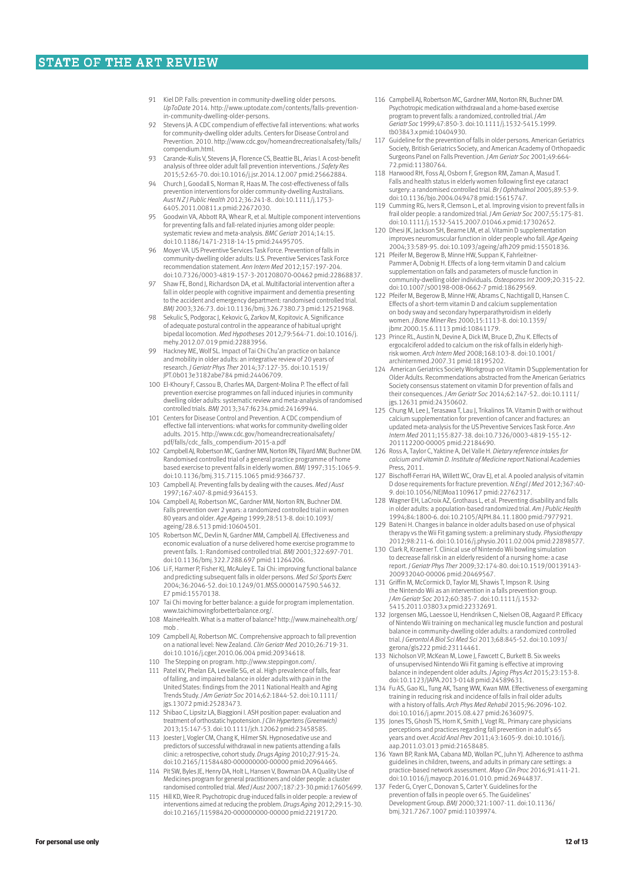91 Kiel DP. Falls: prevention in community-dwelling older persons. *UpToDate* 2014. http://www.uptodate.com/contents/falls-prevention-in-community-dwelling-older-persons.

92 Stevens JA. A CDC compendium of effective fall interventions: what works for community-dwelling older adults. Centers for Disease Control and Prevention. 2010. http://www.cdc.gov/homeandrecreationalsafety/falls/compendium.html.

93 Carande-Kulis V, Stevens JA, Florence CS, Beattie BL, Arias I. A cost-benefit analysis of three older adult fall prevention interventions. *J Safety Res* 2015;52:65-70. doi:10.1016/j.jsr.2014.12.007 pmid:25662884.

94 Church J, Goodall S, Norman R, Haas M. The cost-effectiveness of falls prevention interventions for older community-dwelling Australians. *Aust N Z J Public Health* 2012;36:241-8.. doi:10.1111/j.1753-6405.2011.00811.x pmid:22672030.

95 Goodwin VA, Abbott RA, Whear R, et al. Multiple component interventions for preventing falls and fall-related injuries among older people: systematic review and meta-analysis. *BMC Geriatr* 2014;14:15. doi:10.1186/1471-2318-14-15 pmid:24495705.

96 Moyer VA. US Preventive Services Task Force. Prevention of falls in community-dwelling older adults: U.S. Preventive Services Task Force recommendation statement. *Ann Intern Med* 2012;157:197-204. doi:10.7326/0003-4819-157-3-201208070-00462 pmid:22868837.

97 Shaw FE, Bond J, Richardson DA, et al. Multifactorial intervention after a fall in older people with cognitive impairment and dementia presenting to the accident and emergency department: randomised controlled trial. *BMJ* 2003;326:73. doi:10.1136/bmj.326.7380.73 pmid:12521968.

98 Sekulic S, Podgorac J, Kekovic G, Zarkov M, Kopitovic A. Significance of adequate postural control in the appearance of habitual upright bipedal locomotion. *Med Hypotheses* 2012;79:564-71. doi:10.1016/j.mehy.2012.07.019 pmid:22883956.

99 Hackney ME, Wolf SL. Impact of Tai Chi Chu'an practice on balance and mobility in older adults: an integrative review of 20 years of research. *J Geriatr Phys Ther* 2014;37:127-35. doi:10.1519/JPT.0b013e3182abe784 pmid:24406709.

100 El-Khoury F, Cassou B, Charles MA, Dargent-Molina P. The effect of fall prevention exercise programmes on fall induced injuries in community dwelling older adults: systematic review and meta-analysis of randomised controlled trials. *BMJ* 2013;347:f6234.pmid:24169944.

101 Centers for Disease Control and Prevention. A CDC compendium of effective fall interventions: what works for community-dwelling older adults. 2015. http://www.cdc.gov/homeandrecreationalsafety/pdf/falls/cdc_falls_compendium-2015-a.pdf

102 Campbell AJ, Robertson MC, Gardner MM, Norton RN, Tilyard MW, Buchner DM. Randomised controlled trial of a general practice programme of home based exercise to prevent falls in elderly women. *BMJ* 1997;315:1065-9. doi:10.1136/bmj.315.7115.1065 pmid:9366737.

103 Campbell AJ. Preventing falls by dealing with the causes. *Med J Aust* 1997;167:407-8.pmid:9364153.

104 Campbell AJ, Robertson MC, Gardner MM, Norton RN, Buchner DM. Falls prevention over 2 years: a randomized controlled trial in women 80 years and older. *Age Ageing* 1999;28:513-8. doi:10.1093/ageing/28.6.513 pmid:10604501.

105 Robertson MC, Devlin N, Gardner MM, Campbell AJ. Effectiveness and economic evaluation of a nurse delivered home exercise programme to prevent falls. 1: Randomised controlled trial. *BMJ* 2001;322:697-701. doi:10.1136/bmj.322.7288.697 pmid:11264206.

106 Li F, Harmer P, Fisher KJ, McAuley E. Tai Chi: improving functional balance and predicting subsequent falls in older persons. *Med Sci Sports Exerc* 2004;36:2046-52. doi:10.1249/01.MSS.0000147590.54632.E7 pmid:15570138.

107 Tai Chi moving for better balance: a guide for program implementation. www.taichimovingforbetterbalance.org/.

108 MaineHealth. What is a matter of balance? http://www.mainehealth.org/mob .

109 Campbell AJ, Robertson MC. Comprehensive approach to fall prevention on a national level: New Zealand. *Clin Geriatr Med* 2010;26:719-31. doi:10.1016/j.cger.2010.06.004 pmid:20934618.

110 The Stepping on program. http://www.steppingon.com/.

111 Patel KV, Phelan EA, Leveille SG, et al. High prevalence of falls, fear of falling, and impaired balance in older adults with pain in the United States: findings from the 2011 National Health and Aging Trends Study. *J Am Geriatr Soc* 2014;62:1844-52. doi:10.1111/jgs.13072 pmid:25283473.

112 Shibao C, Lipsitz LA, Biaggioni I. ASH position paper: evaluation and treatment of orthostatic hypotension. *J Clin Hypertens (Greenwich)* 2013;15:147-53. doi:10.1111/jch.12062 pmid:23458585.

113 Joester J, Vogler CM, Chang K, Hilmer SN. Hypnosedative use and predictors of successful withdrawal in new patients attending a falls clinic: a retrospective, cohort study. *Drugs Aging* 2010;27:915-24. doi:10.2165/11584480-000000000-00000 pmid:20964465.

114 Pit SW, Byles JE, Henry DA, Holt L, Hansen V, Bowman DA. A Quality Use of Medicines program for general practitioners and older people: a cluster randomised controlled trial. *Med J Aust* 2007;187:23-30.pmid:17605699.

115 Hill KD, Wee R. Psychotropic drug-induced falls in older people: a review of interventions aimed at reducing the problem. *Drugs Aging* 2012;29:15-30. doi:10.2165/11598420-000000000-00000 pmid:22191720.

116 Campbell AJ, Robertson MC, Gardner MM, Norton RN, Buchner DM. Psychotropic medication withdrawal and a home-based exercise program to prevent falls: a randomized, controlled trial. *J Am Geriatr Soc* 1999;47:850-3. doi:10.1111/j.1532-5415.1999.tb03843.x pmid:10404930.

117 Guideline for the prevention of falls in older persons. American Geriatrics Society, British Geriatrics Society, and American Academy of Orthopaedic Surgeons Panel on Falls Prevention. *J Am Geriatr Soc* 2001;49:664-72.pmid:11380764.

118 Harwood RH, Foss AJ, Osborn F, Gregson RM, Zaman A, Masud T. Falls and health status in elderly women following first eye cataract surgery: a randomised controlled trial. *Br J Ophthalmol* 2005;89:53-9. doi:10.1136/bjo.2004.049478 pmid:15615747.

119 Cumming RG, Ivers R, Clemson L, et al. Improving vision to prevent falls in frail older people: a randomized trial. *J Am Geriatr Soc* 2007;55:175-81. doi:10.1111/j.1532-5415.2007.01046.x pmid:17302652.

120 Dhesi JK, Jackson SH, Bearne LM, et al. Vitamin D supplementation improves neuromuscular function in older people who fall. *Age Ageing* 2004;33:589-95. doi:10.1093/ageing/afh209 pmid:15501836.

121 Pfeifer M, Begerow B, Minne HW, Suppan K, Fahrleitner-Pammer A, Dobnig H. Effects of a long-term vitamin D and calcium supplementation on falls and parameters of muscle function in community-dwelling older individuals. *Osteoporos Int* 2009;20:315-22. doi:10.1007/s00198-008-0662-7 pmid:18629569.

122 Pfeifer M, Begerow B, Minne HW, Abrams C, Nachtigall D, Hansen C. Effects of a short-term vitamin D and calcium supplementation on body sway and secondary hyperparathyroidism in elderly women. *J Bone Miner Res* 2000;15:1113-8. doi:10.1359/jbmr.2000.15.6.1113 pmid:10841179.

123 Prince RL, Austin N, Devine A, Dick IM, Bruce D, Zhu K. Effects of ergocalciferol added to calcium on the risk of falls in elderly high-risk women. *Arch Intern Med* 2008;168:103-8. doi:10.1001/archinternmed.2007.31 pmid:18195202.

124 American Geriatrics Society Workgroup on Vitamin D Supplementation for Older Adults. Recommendations abstracted from the American Geriatrics Society consensus statement on vitamin D for prevention of falls and their consequences. *J Am Geriatr Soc* 2014;62:147-52.. doi:10.1111/jgs.12631 pmid:24350602.

125 Chung M, Lee J, Terasawa T, Lau J, Trikalinos TA. Vitamin D with or without calcium supplementation for prevention of cancer and fractures: an updated meta-analysis for the US Preventive Services Task Force. *Ann Intern Med* 2011;155:827-38. doi:10.7326/0003-4819-155-12-201112200-00005 pmid:22184690.

126 Ross A, Taylor C, Yaktine A, Del Valle H. *Dietary reference intakes for calcium and vitamin D. Institute of Medicine report.*National Academies Press, 2011.

127 Bischoff-Ferrari HA, Willett WC, Orav EJ, et al. A pooled analysis of vitamin D dose requirements for fracture prevention. *N Engl J Med* 2012;367:40-9. doi:10.1056/NEJMoa1109617 pmid:22762317.

128 Wagner EH, LaCroix AZ, Grothaus L, et al. Preventing disability and falls in older adults: a population-based randomized trial. *Am J Public Health* 1994;84:1800-6. doi:10.2105/AJPH.84.11.1800 pmid:7977921.

129 Bateni H. Changes in balance in older adults based on use of physical therapy vs the Wii Fit gaming system: a preliminary study. *Physiotherapy* 2012;98:211-6. doi:10.1016/j.physio.2011.02.004 pmid:22898577.

130 Clark R, Kraemer T. Clinical use of Nintendo Wii bowling simulation to decrease fall risk in an elderly resident of a nursing home: a case report. *J Geriatr Phys Ther* 2009;32:174-80. doi:10.1519/00139143-200932040-00006 pmid:20469567.

131 Griffin M, McCormick D, Taylor MJ, Shawis T, Impson R. Using the Nintendo Wii as an intervention in a falls prevention group. *J Am Geriatr Soc* 2012;60:385-7. doi:10.1111/j.1532-5415.2011.03803.x pmid:22332691.

132 Jorgensen MG, Laessoe U, Hendriksen C, Nielsen OB, Aagaard P. Efficacy of Nintendo Wii training on mechanical leg muscle function and postural balance in community-dwelling older adults: a randomized controlled trial. *J Gerontol A Biol Sci Med Sci* 2013;68:845-52. doi:10.1093/gerona/gls222 pmid:23114461.

133 Nicholson VP, McKean M, Lowe J, Fawcett C, Burkett B. Six weeks of unsupervised Nintendo Wii Fit gaming is effective at improving balance in independent older adults. *J Aging Phys Act* 2015;23:153-8. doi:10.1123/JAPA.2013-0148 pmid:24589631.

134 Fu AS, Gao KL, Tung AK, Tsang WW, Kwan MM. Effectiveness of exergaming training in reducing risk and incidence of falls in frail older adults with a history of falls. *Arch Phys Med Rehabil* 2015;96:2096-102. doi:10.1016/j.apmr.2015.08.427 pmid:26360975.

135 Jones TS, Ghosh TS, Horn K, Smith J, Vogt RL. Primary care physicians perceptions and practices regarding fall prevention in adult's 65 years and over. *Accid Anal Prev* 2011;43:1605-9. doi:10.1016/j.aap.2011.03.013 pmid:21658485.

136 Yawn BP, Rank MA, Cabana MD, Wollan PC, Juhn YJ. Adherence to asthma guidelines in children, tweens, and adults in primary care settings: a practice-based network assessment. *Mayo Clin Proc* 2016;91:411-21. doi:10.1016/j.mayocp.2016.01.010 pmid:26944837.

137 Feder G, Cryer C, Donovan S, Carter Y. Guidelines for the prevention of falls in people over 65. The Guidelines' Development Group. *BMJ* 2000;321:1007-11. doi:10.1136/bmj.321.7267.1007 pmid:11039974.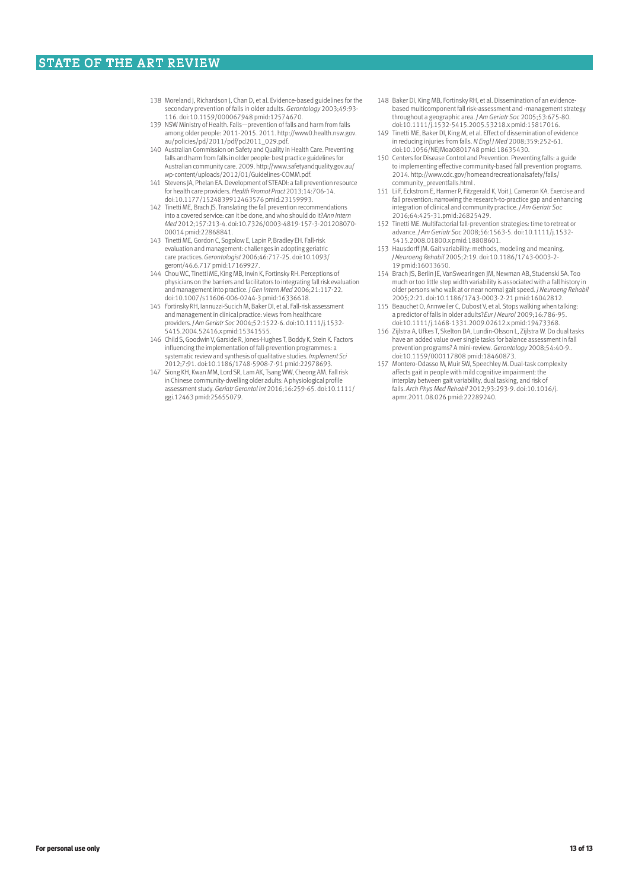138 Moreland J, Richardson J, Chan D, et al. Evidence-based guidelines for the secondary prevention of falls in older adults. *Gerontology* 2003;49:93-116. doi:10.1159/000067948 pmid:12574670.

139 NSW Ministry of Health. Falls—prevention of falls and harm from falls among older people: 2011-2015. 2011. http://www0.health.nsw.gov.au/policies/pd/2011/pdf/pd2011_029.pdf.

140 Australian Commission on Safety and Quality in Health Care. Preventing falls and harm from falls in older people: best practice guidelines for Australian community care. 2009. http://www.safetyandquality.gov.au/wp-content/uploads/2012/01/Guidelines-COMM.pdf.

141 Stevens JA, Phelan EA. Development of STEADI: a fall prevention resource for health care providers. *Health Promot Pract* 2013;14:706-14. doi:10.1177/1524839912463576 pmid:23159993.

142 Tinetti ME, Brach JS. Translating the fall prevention recommendations into a covered service: can it be done, and who should do it?*Ann Intern Med* 2012;157:213-4. doi:10.7326/0003-4819-157-3-201208070-00014 pmid:22868841.

143 Tinetti ME, Gordon C, Sogolow E, Lapin P, Bradley EH. Fall-risk evaluation and management: challenges in adopting geriatric care practices. *Gerontologist* 2006;46:717-25. doi:10.1093/geront/46.6.717 pmid:17169927.

144 Chou WC, Tinetti ME, King MB, Irwin K, Fortinsky RH. Perceptions of physicians on the barriers and facilitators to integrating fall risk evaluation and management into practice. *J Gen Intern Med* 2006;21:117-22. doi:10.1007/s11606-006-0244-3 pmid:16336618.

145 Fortinsky RH, Iannuzzi-Sucich M, Baker DI, et al. Fall-risk assessment and management in clinical practice: views from healthcare providers. *J Am Geriatr Soc* 2004;52:1522-6. doi:10.1111/j.1532-5415.2004.52416.x pmid:15341555.

146 Child S, Goodwin V, Garside R, Jones-Hughes T, Boddy K, Stein K. Factors influencing the implementation of fall-prevention programmes: a systematic review and synthesis of qualitative studies. *Implement Sci* 2012;7:91. doi:10.1186/1748-5908-7-91 pmid:22978693.

147 Siong KH, Kwan MM, Lord SR, Lam AK, Tsang WW, Cheong AM. Fall risk in Chinese community-dwelling older adults: A physiological profile assessment study. *Geriatr Gerontol Int* 2016;16:259-65. doi:10.1111/ggi.12463 pmid:25655079.

148 Baker DI, King MB, Fortinsky RH, et al. Dissemination of an evidence-based multicomponent fall risk-assessment and -management strategy throughout a geographic area. *J Am Geriatr Soc* 2005;53:675-80. doi:10.1111/j.1532-5415.2005.53218.x pmid:15817016.

149 Tinetti ME, Baker DI, King M, et al. Effect of dissemination of evidence in reducing injuries from falls. *N Engl J Med* 2008;359:252-61. doi:10.1056/NEJMoa0801748 pmid:18635430.

150 Centers for Disease Control and Prevention. Preventing falls: a guide to implementing effective community-based fall prevention programs. 2014. http://www.cdc.gov/homeandrecreationalsafety/falls/community_preventfalls.html .

151 Li F, Eckstrom E, Harmer P, Fitzgerald K, Voit J, Cameron KA. Exercise and fall prevention: narrowing the research-to-practice gap and enhancing integration of clinical and community practice. *J Am Geriatr Soc* 2016;64:425-31.pmid:26825429.

152 Tinetti ME. Multifactorial fall-prevention strategies: time to retreat or advance. *J Am Geriatr Soc* 2008;56:1563-5. doi:10.1111/j.1532-5415.2008.01800.x pmid:18808601.

153 Hausdorff JM. Gait variability: methods, modeling and meaning. *J Neuroeng Rehabil* 2005;2:19. doi:10.1186/1743-0003-2-19 pmid:16033650.

154 Brach JS, Berlin JE, VanSwearingen JM, Newman AB, Studenski SA. Too much or too little step width variability is associated with a fall history in older persons who walk at or near normal gait speed. *J Neuroeng Rehabil* 2005;2:21. doi:10.1186/1743-0003-2-21 pmid:16042812.

155 Beauchet O, Annweiler C, Dubost V, et al. Stops walking when talking: a predictor of falls in older adults?*Eur J Neurol* 2009;16:786-95. doi:10.1111/j.1468-1331.2009.02612.x pmid:19473368.

156 Zijlstra A, Ufkes T, Skelton DA, Lundin-Olsson L, Zijlstra W. Do dual tasks have an added value over single tasks for balance assessment in fall prevention programs? A mini-review. *Gerontology* 2008;54:40-9.. doi:10.1159/000117808 pmid:18460873.

157 Montero-Odasso M, Muir SW, Speechley M. Dual-task complexity affects gait in people with mild cognitive impairment: the interplay between gait variability, dual tasking, and risk of falls. *Arch Phys Med Rehabil* 2012;93:293-9. doi:10.1016/j.apmr.2011.08.026 pmid:22289240.